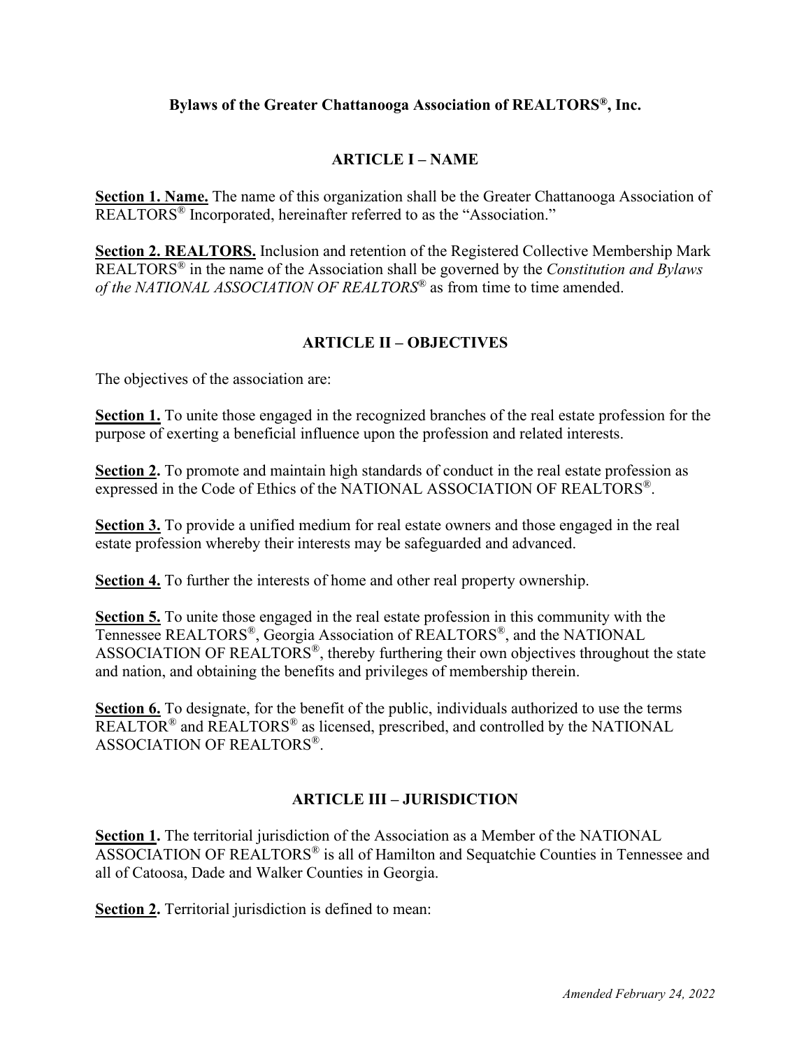# Bylaws of the Greater Chattanooga Association of REALTORS®, Inc.

## ARTICLE I – NAME

**Section 1. Name.** The name of this organization shall be the Greater Chattanooga Association of REALTORS® Incorporated, hereinafter referred to as the "Association."

**Section 2. REALTORS.** Inclusion and retention of the Registered Collective Membership Mark REALTORS® in the name of the Association shall be governed by the *Constitution and Bylaws of the NATIONAL ASSOCIATION OF REALTORS®* as from time to time amended.

## ARTICLE II – OBJECTIVES

The objectives of the association are:

**Section 1.** To unite those engaged in the recognized branches of the real estate profession for the purpose of exerting a beneficial influence upon the profession and related interests.

**Section 2.** To promote and maintain high standards of conduct in the real estate profession as expressed in the Code of Ethics of the NATIONAL ASSOCIATION OF REALTORS®.

**Section 3.** To provide a unified medium for real estate owners and those engaged in the real estate profession whereby their interests may be safeguarded and advanced.

**Section 4.** To further the interests of home and other real property ownership.

**Section 5.** To unite those engaged in the real estate profession in this community with the Tennessee REALTORS®, Georgia Association of REALTORS®, and the NATIONAL ASSOCIATION OF REALTORS®, thereby furthering their own objectives throughout the state and nation, and obtaining the benefits and privileges of membership therein.

**Section 6.** To designate, for the benefit of the public, individuals authorized to use the terms REALTOR® and REALTORS® as licensed, prescribed, and controlled by the NATIONAL ASSOCIATION OF REALTORS®.

## ARTICLE III – JURISDICTION

**Section 1.** The territorial jurisdiction of the Association as a Member of the NATIONAL ASSOCIATION OF REALTORS® is all of Hamilton and Sequatchie Counties in Tennessee and all of Catoosa, Dade and Walker Counties in Georgia.

**Section 2.** Territorial jurisdiction is defined to mean: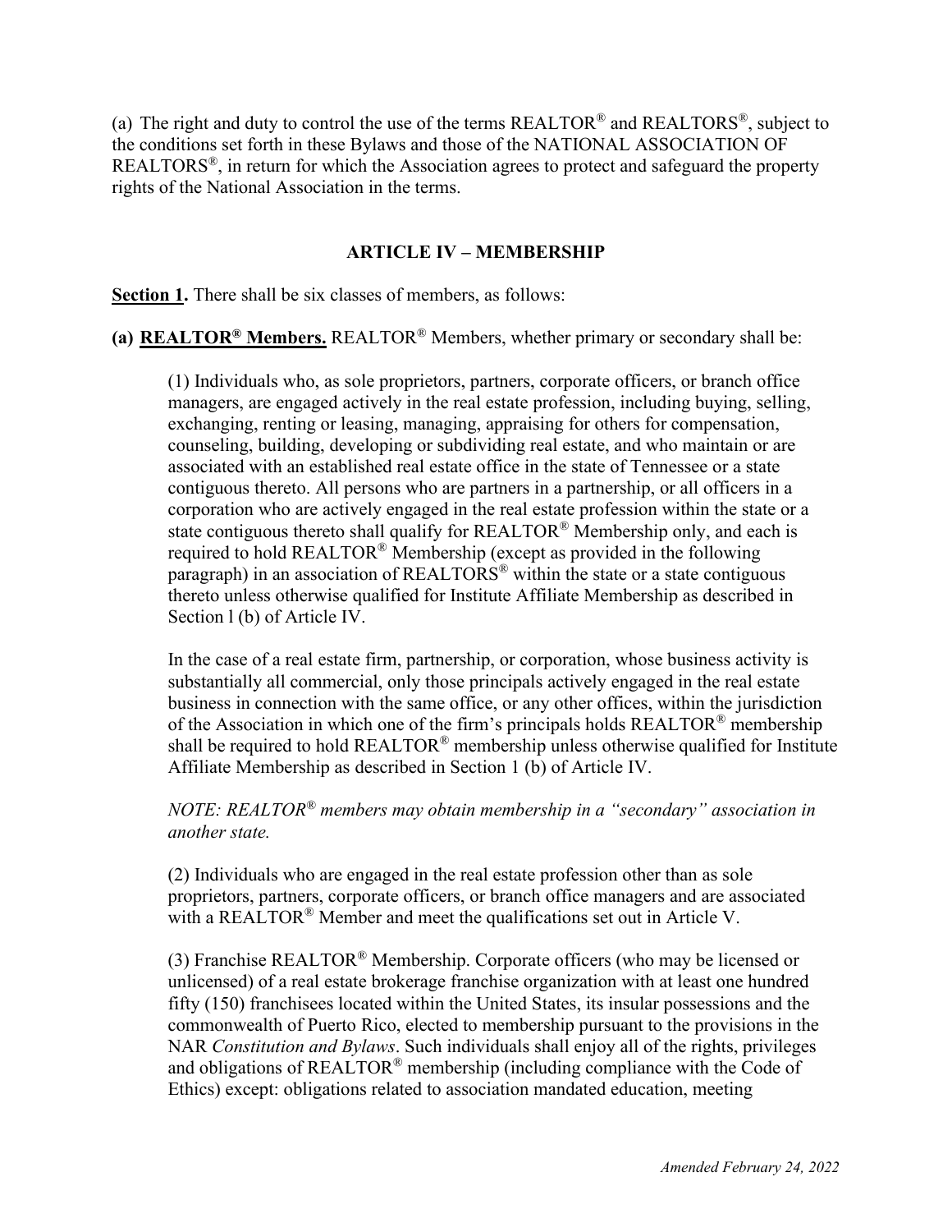(a) The right and duty to control the use of the terms REALTOR® and REALTORS®, subject to the conditions set forth in these Bylaws and those of the NATIONAL ASSOCIATION OF REALTORS®, in return for which the Association agrees to protect and safeguard the property rights of the National Association in the terms.

## ARTICLE IV – MEMBERSHIP

**Section 1.** There shall be six classes of members, as follows:

**(a) REALTOR® Members.** REALTOR® Members, whether primary or secondary shall be:

(1) Individuals who, as sole proprietors, partners, corporate officers, or branch office managers, are engaged actively in the real estate profession, including buying, selling, exchanging, renting or leasing, managing, appraising for others for compensation, counseling, building, developing or subdividing real estate, and who maintain or are associated with an established real estate office in the state of Tennessee or a state contiguous thereto. All persons who are partners in a partnership, or all officers in a corporation who are actively engaged in the real estate profession within the state or a state contiguous thereto shall qualify for REALTOR® Membership only, and each is required to hold REALTOR® Membership (except as provided in the following paragraph) in an association of REALTORS® within the state or a state contiguous thereto unless otherwise qualified for Institute Affiliate Membership as described in Section l (b) of Article IV.

In the case of a real estate firm, partnership, or corporation, whose business activity is substantially all commercial, only those principals actively engaged in the real estate business in connection with the same office, or any other offices, within the jurisdiction of the Association in which one of the firm's principals holds REALTOR® membership shall be required to hold REALTOR® membership unless otherwise qualified for Institute Affiliate Membership as described in Section 1 (b) of Article IV.

*NOTE: REALTOR® members may obtain membership in a "secondary" association in another state.*

(2) Individuals who are engaged in the real estate profession other than as sole proprietors, partners, corporate officers, or branch office managers and are associated with a REALTOR® Member and meet the qualifications set out in Article V.

(3) Franchise REALTOR® Membership. Corporate officers (who may be licensed or unlicensed) of a real estate brokerage franchise organization with at least one hundred fifty (150) franchisees located within the United States, its insular possessions and the commonwealth of Puerto Rico, elected to membership pursuant to the provisions in the NAR *Constitution and Bylaws*. Such individuals shall enjoy all of the rights, privileges and obligations of REALTOR® membership (including compliance with the Code of Ethics) except: obligations related to association mandated education, meeting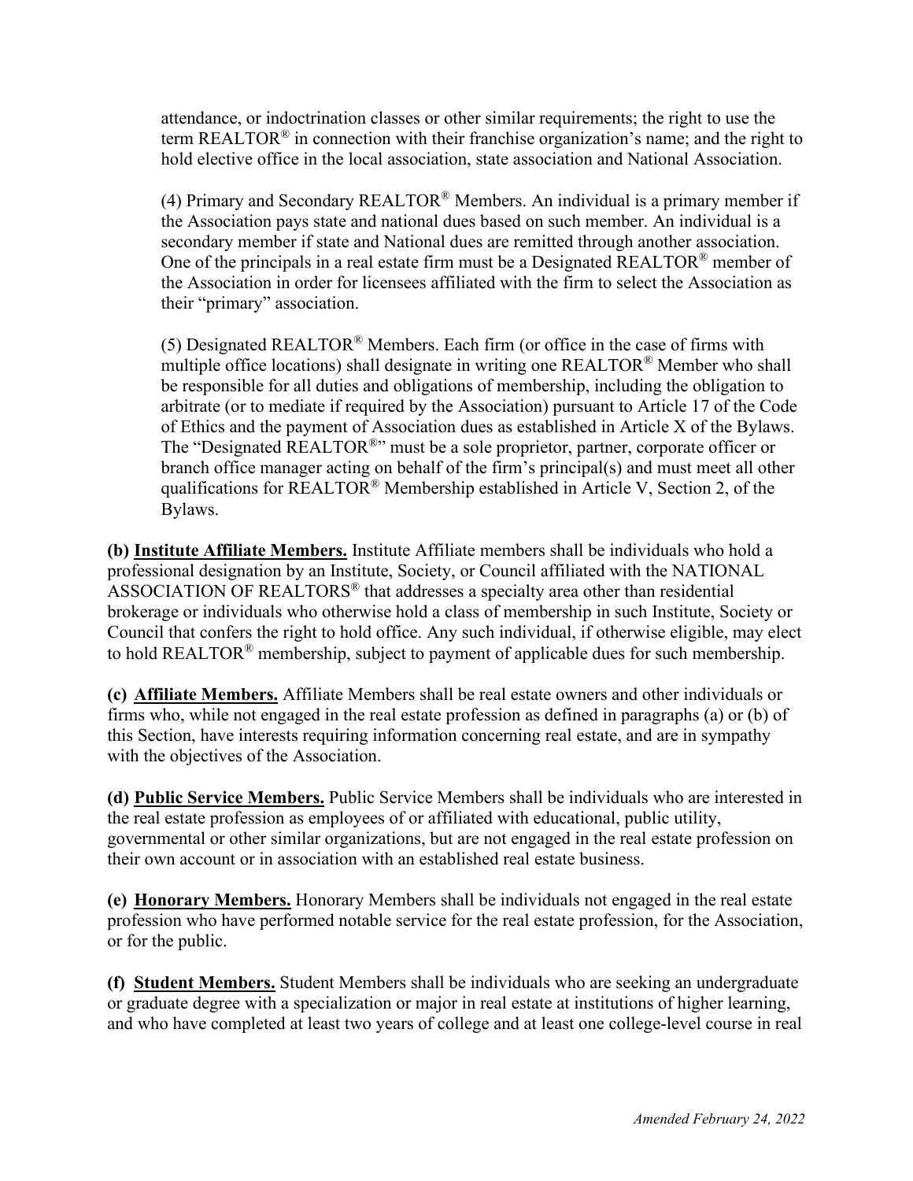attendance, or indoctrination classes or other similar requirements; the right to use the term REALTOR® in connection with their franchise organization's name; and the right to hold elective office in the local association, state association and National Association.

(4) Primary and Secondary REALTOR® Members. An individual is a primary member if the Association pays state and national dues based on such member. An individual is a secondary member if state and National dues are remitted through another association. One of the principals in a real estate firm must be a Designated REALTOR® member of the Association in order for licensees affiliated with the firm to select the Association as their "primary" association.

(5) Designated REALTOR® Members. Each firm (or office in the case of firms with multiple office locations) shall designate in writing one REALTOR® Member who shall be responsible for all duties and obligations of membership, including the obligation to arbitrate (or to mediate if required by the Association) pursuant to Article 17 of the Code of Ethics and the payment of Association dues as established in Article X of the Bylaws. The "Designated REALTOR®" must be a sole proprietor, partner, corporate officer or branch office manager acting on behalf of the firm's principal(s) and must meet all other qualifications for REALTOR® Membership established in Article V, Section 2, of the Bylaws.

**(b) <u>Institute Affiliate Members.</u>** Institute Affiliate members shall be individuals who hold a professional designation by an Institute, Society, or Council affiliated with the NATIONAL ASSOCIATION OF REALTORS® that addresses a specialty area other than residential brokerage or individuals who otherwise hold a class of membership in such Institute, Society or Council that confers the right to hold office. Any such individual, if otherwise eligible, may elect to hold REALTOR® membership, subject to payment of applicable dues for such membership.

**(c) <u>Affiliate Members.</u>** Affiliate Members shall be real estate owners and other individuals or firms who, while not engaged in the real estate profession as defined in paragraphs (a) or (b) of this Section, have interests requiring information concerning real estate, and are in sympathy with the objectives of the Association.

**(d) <u>Public Service Members.</u>** Public Service Members shall be individuals who are interested in the real estate profession as employees of or affiliated with educational, public utility, governmental or other similar organizations, but are not engaged in the real estate profession on their own account or in association with an established real estate business.

**(e) <u>Honorary Members.</u>** Honorary Members shall be individuals not engaged in the real estate profession who have performed notable service for the real estate profession, for the Association, or for the public.

**(f) <u>Student Members.</u>** Student Members shall be individuals who are seeking an undergraduate or graduate degree with a specialization or major in real estate at institutions of higher learning, and who have completed at least two years of college and at least one college-level course in real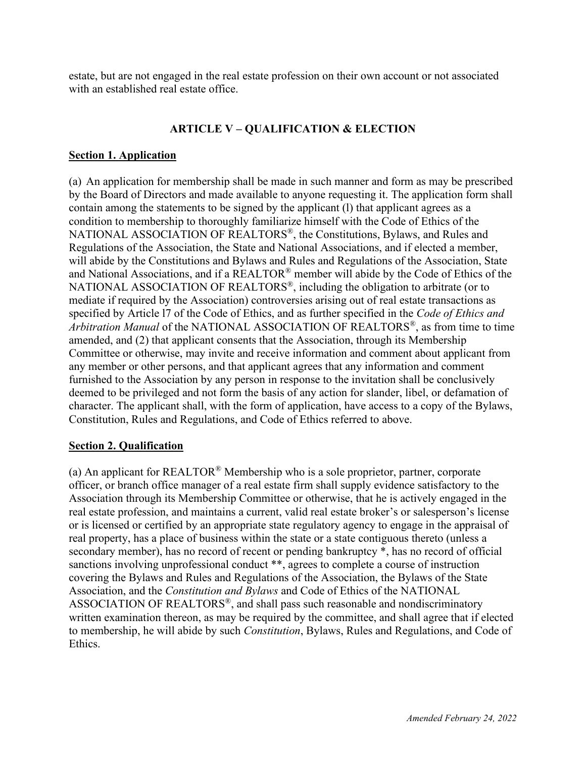estate, but are not engaged in the real estate profession on their own account or not associated with an established real estate office.

## ARTICLE V – QUALIFICATION & ELECTION

### Section 1. Application

(a) An application for membership shall be made in such manner and form as may be prescribed by the Board of Directors and made available to anyone requesting it. The application form shall contain among the statements to be signed by the applicant (l) that applicant agrees as a condition to membership to thoroughly familiarize himself with the Code of Ethics of the NATIONAL ASSOCIATION OF REALTORS®, the Constitutions, Bylaws, and Rules and Regulations of the Association, the State and National Associations, and if elected a member, will abide by the Constitutions and Bylaws and Rules and Regulations of the Association, State and National Associations, and if a REALTOR® member will abide by the Code of Ethics of the NATIONAL ASSOCIATION OF REALTORS®, including the obligation to arbitrate (or to mediate if required by the Association) controversies arising out of real estate transactions as specified by Article l7 of the Code of Ethics, and as further specified in the *Code of Ethics and Arbitration Manual* of the NATIONAL ASSOCIATION OF REALTORS®, as from time to time amended, and (2) that applicant consents that the Association, through its Membership Committee or otherwise, may invite and receive information and comment about applicant from any member or other persons, and that applicant agrees that any information and comment furnished to the Association by any person in response to the invitation shall be conclusively deemed to be privileged and not form the basis of any action for slander, libel, or defamation of character. The applicant shall, with the form of application, have access to a copy of the Bylaws, Constitution, Rules and Regulations, and Code of Ethics referred to above.

### Section 2. Qualification

(a) An applicant for REALTOR® Membership who is a sole proprietor, partner, corporate officer, or branch office manager of a real estate firm shall supply evidence satisfactory to the Association through its Membership Committee or otherwise, that he is actively engaged in the real estate profession, and maintains a current, valid real estate broker's or salesperson's license or is licensed or certified by an appropriate state regulatory agency to engage in the appraisal of real property, has a place of business within the state or a state contiguous thereto (unless a secondary member), has no record of recent or pending bankruptcy *, has no record of official sanctions involving unprofessional conduct **, agrees to complete a course of instruction covering the Bylaws and Rules and Regulations of the Association, the Bylaws of the State Association, and the *Constitution and Bylaws* and Code of Ethics of the NATIONAL ASSOCIATION OF REALTORS®, and shall pass such reasonable and nondiscriminatory written examination thereon, as may be required by the committee, and shall agree that if elected to membership, he will abide by such *Constitution*, Bylaws, Rules and Regulations, and Code of Ethics.

*Amended February 24, 2022*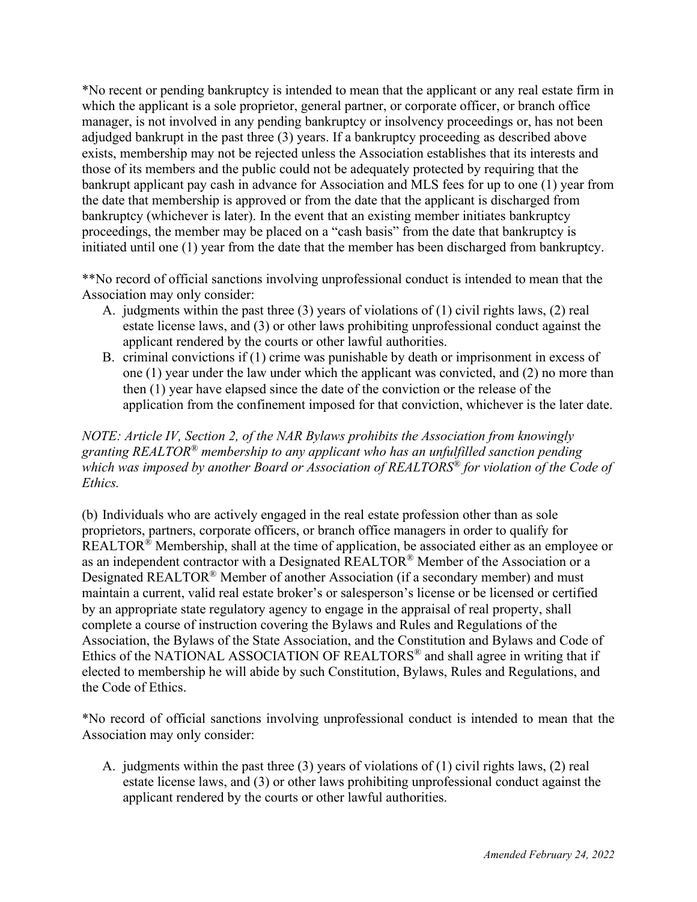*No recent or pending bankruptcy is intended to mean that the applicant or any real estate firm in which the applicant is a sole proprietor, general partner, or corporate officer, or branch office manager, is not involved in any pending bankruptcy or insolvency proceedings or, has not been adjudged bankrupt in the past three (3) years. If a bankruptcy proceeding as described above exists, membership may not be rejected unless the Association establishes that its interests and those of its members and the public could not be adequately protected by requiring that the bankrupt applicant pay cash in advance for Association and MLS fees for up to one (1) year from the date that membership is approved or from the date that the applicant is discharged from bankruptcy (whichever is later). In the event that an existing member initiates bankruptcy proceedings, the member may be placed on a "cash basis" from the date that bankruptcy is initiated until one (1) year from the date that the member has been discharged from bankruptcy.

**No record of official sanctions involving unprofessional conduct is intended to mean that the Association may only consider:

A. judgments within the past three (3) years of violations of (1) civil rights laws, (2) real estate license laws, and (3) or other laws prohibiting unprofessional conduct against the applicant rendered by the courts or other lawful authorities.
B. criminal convictions if (1) crime was punishable by death or imprisonment in excess of one (1) year under the law under which the applicant was convicted, and (2) no more than then (1) year have elapsed since the date of the conviction or the release of the application from the confinement imposed for that conviction, whichever is the later date.

*NOTE: Article IV, Section 2, of the NAR Bylaws prohibits the Association from knowingly granting REALTOR® membership to any applicant who has an unfulfilled sanction pending which was imposed by another Board or Association of REALTORS® for violation of the Code of Ethics.*

(b) Individuals who are actively engaged in the real estate profession other than as sole proprietors, partners, corporate officers, or branch office managers in order to qualify for REALTOR® Membership, shall at the time of application, be associated either as an employee or as an independent contractor with a Designated REALTOR® Member of the Association or a Designated REALTOR® Member of another Association (if a secondary member) and must maintain a current, valid real estate broker's or salesperson's license or be licensed or certified by an appropriate state regulatory agency to engage in the appraisal of real property, shall complete a course of instruction covering the Bylaws and Rules and Regulations of the Association, the Bylaws of the State Association, and the Constitution and Bylaws and Code of Ethics of the NATIONAL ASSOCIATION OF REALTORS® and shall agree in writing that if elected to membership he will abide by such Constitution, Bylaws, Rules and Regulations, and the Code of Ethics.

*No record of official sanctions involving unprofessional conduct is intended to mean that the Association may only consider:

A. judgments within the past three (3) years of violations of (1) civil rights laws, (2) real estate license laws, and (3) or other laws prohibiting unprofessional conduct against the applicant rendered by the courts or other lawful authorities.

*Amended February 24, 2022*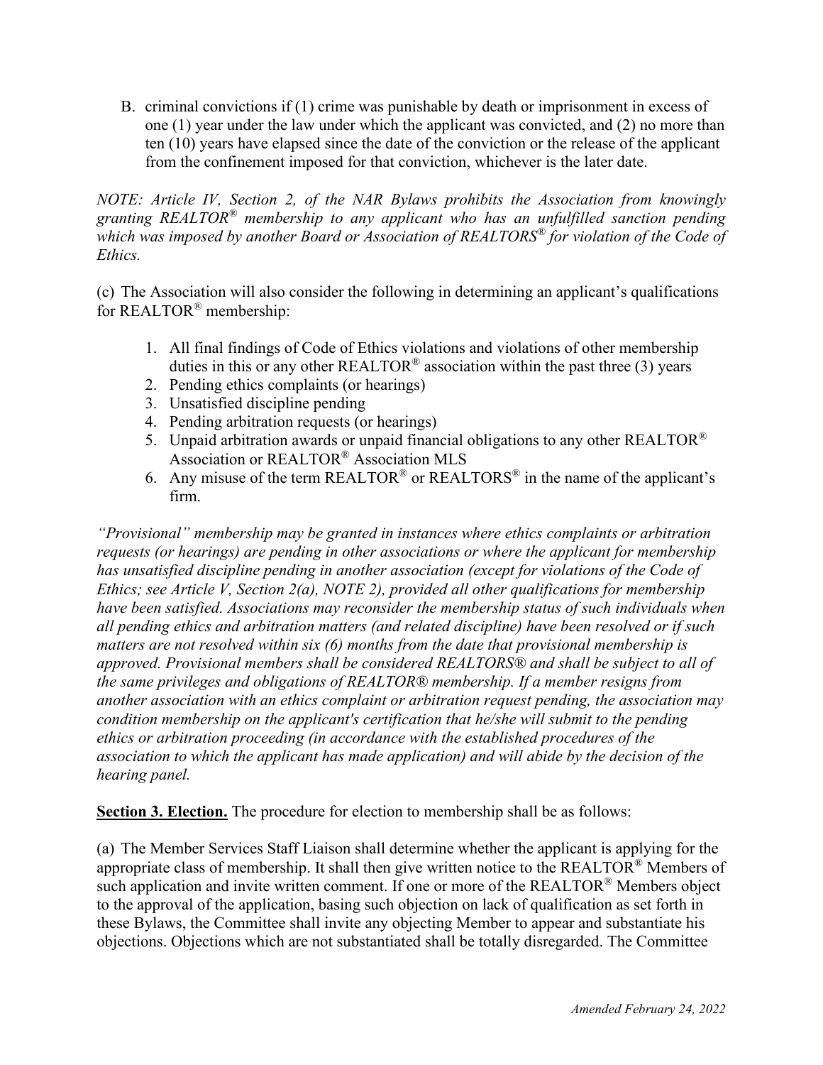B. criminal convictions if (1) crime was punishable by death or imprisonment in excess of one (1) year under the law under which the applicant was convicted, and (2) no more than ten (10) years have elapsed since the date of the conviction or the release of the applicant from the confinement imposed for that conviction, whichever is the later date.

*NOTE: Article IV, Section 2, of the NAR Bylaws prohibits the Association from knowingly granting REALTOR® membership to any applicant who has an unfulfilled sanction pending which was imposed by another Board or Association of REALTORS® for violation of the Code of Ethics.*

(c) The Association will also consider the following in determining an applicant's qualifications for REALTOR® membership:

1. All final findings of Code of Ethics violations and violations of other membership duties in this or any other REALTOR® association within the past three (3) years
2. Pending ethics complaints (or hearings)
3. Unsatisfied discipline pending
4. Pending arbitration requests (or hearings)
5. Unpaid arbitration awards or unpaid financial obligations to any other REALTOR® Association or REALTOR® Association MLS
6. Any misuse of the term REALTOR® or REALTORS® in the name of the applicant's firm.

*"Provisional" membership may be granted in instances where ethics complaints or arbitration requests (or hearings) are pending in other associations or where the applicant for membership has unsatisfied discipline pending in another association (except for violations of the Code of Ethics; see Article V, Section 2(a), NOTE 2), provided all other qualifications for membership have been satisfied. Associations may reconsider the membership status of such individuals when all pending ethics and arbitration matters (and related discipline) have been resolved or if such matters are not resolved within six (6) months from the date that provisional membership is approved. Provisional members shall be considered REALTORS® and shall be subject to all of the same privileges and obligations of REALTOR® membership. If a member resigns from another association with an ethics complaint or arbitration request pending, the association may condition membership on the applicant's certification that he/she will submit to the pending ethics or arbitration proceeding (in accordance with the established procedures of the association to which the applicant has made application) and will abide by the decision of the hearing panel.*

**Section 3. Election.** The procedure for election to membership shall be as follows:

(a) The Member Services Staff Liaison shall determine whether the applicant is applying for the appropriate class of membership. It shall then give written notice to the REALTOR® Members of such application and invite written comment. If one or more of the REALTOR® Members object to the approval of the application, basing such objection on lack of qualification as set forth in these Bylaws, the Committee shall invite any objecting Member to appear and substantiate his objections. Objections which are not substantiated shall be totally disregarded. The Committee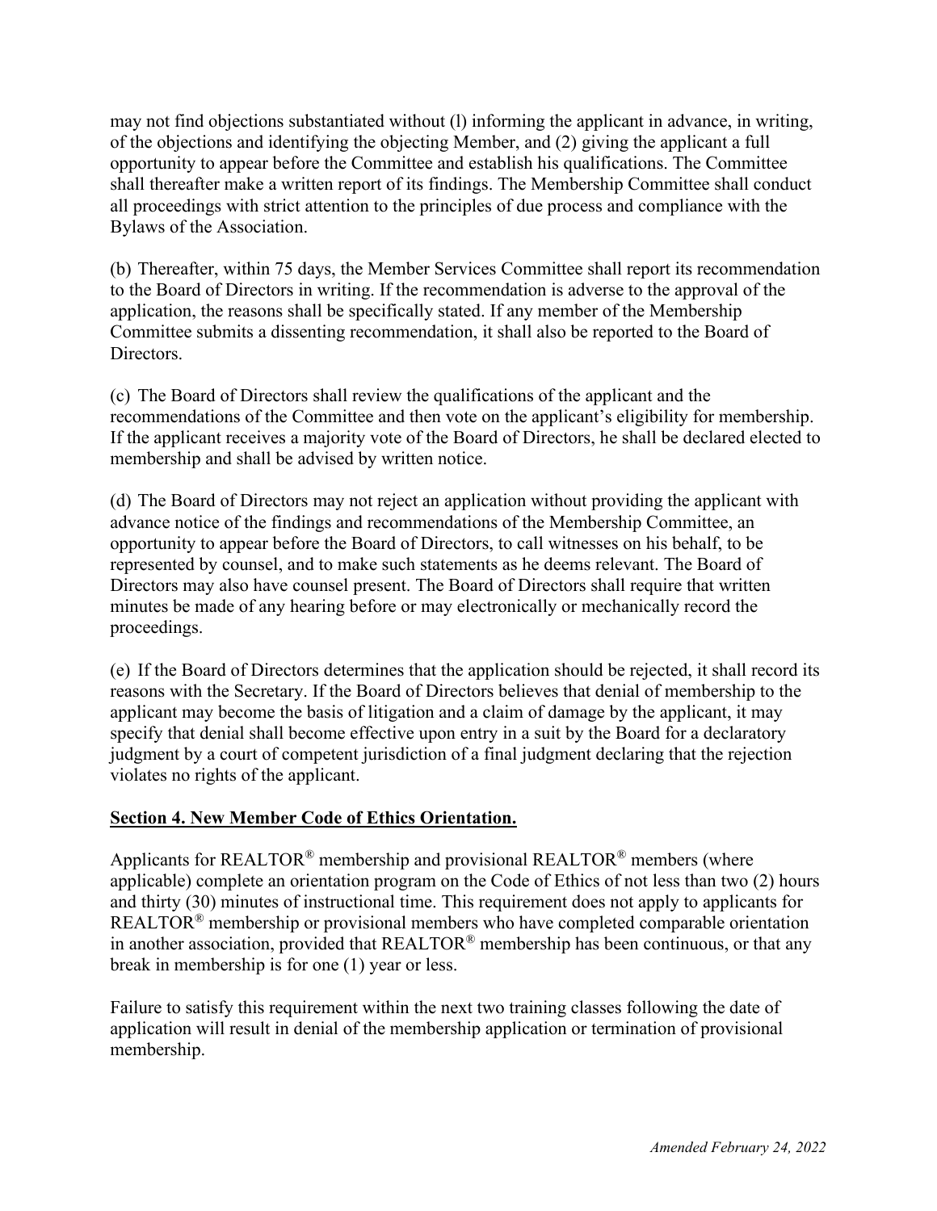may not find objections substantiated without (l) informing the applicant in advance, in writing, of the objections and identifying the objecting Member, and (2) giving the applicant a full opportunity to appear before the Committee and establish his qualifications. The Committee shall thereafter make a written report of its findings. The Membership Committee shall conduct all proceedings with strict attention to the principles of due process and compliance with the Bylaws of the Association.

(b) Thereafter, within 75 days, the Member Services Committee shall report its recommendation to the Board of Directors in writing. If the recommendation is adverse to the approval of the application, the reasons shall be specifically stated. If any member of the Membership Committee submits a dissenting recommendation, it shall also be reported to the Board of Directors.

(c) The Board of Directors shall review the qualifications of the applicant and the recommendations of the Committee and then vote on the applicant's eligibility for membership. If the applicant receives a majority vote of the Board of Directors, he shall be declared elected to membership and shall be advised by written notice.

(d) The Board of Directors may not reject an application without providing the applicant with advance notice of the findings and recommendations of the Membership Committee, an opportunity to appear before the Board of Directors, to call witnesses on his behalf, to be represented by counsel, and to make such statements as he deems relevant. The Board of Directors may also have counsel present. The Board of Directors shall require that written minutes be made of any hearing before or may electronically or mechanically record the proceedings.

(e) If the Board of Directors determines that the application should be rejected, it shall record its reasons with the Secretary. If the Board of Directors believes that denial of membership to the applicant may become the basis of litigation and a claim of damage by the applicant, it may specify that denial shall become effective upon entry in a suit by the Board for a declaratory judgment by a court of competent jurisdiction of a final judgment declaring that the rejection violates no rights of the applicant.

**Section 4. New Member Code of Ethics Orientation.**

Applicants for REALTOR® membership and provisional REALTOR® members (where applicable) complete an orientation program on the Code of Ethics of not less than two (2) hours and thirty (30) minutes of instructional time. This requirement does not apply to applicants for REALTOR® membership or provisional members who have completed comparable orientation in another association, provided that REALTOR® membership has been continuous, or that any break in membership is for one (1) year or less.

Failure to satisfy this requirement within the next two training classes following the date of application will result in denial of the membership application or termination of provisional membership.

*Amended February 24, 2022*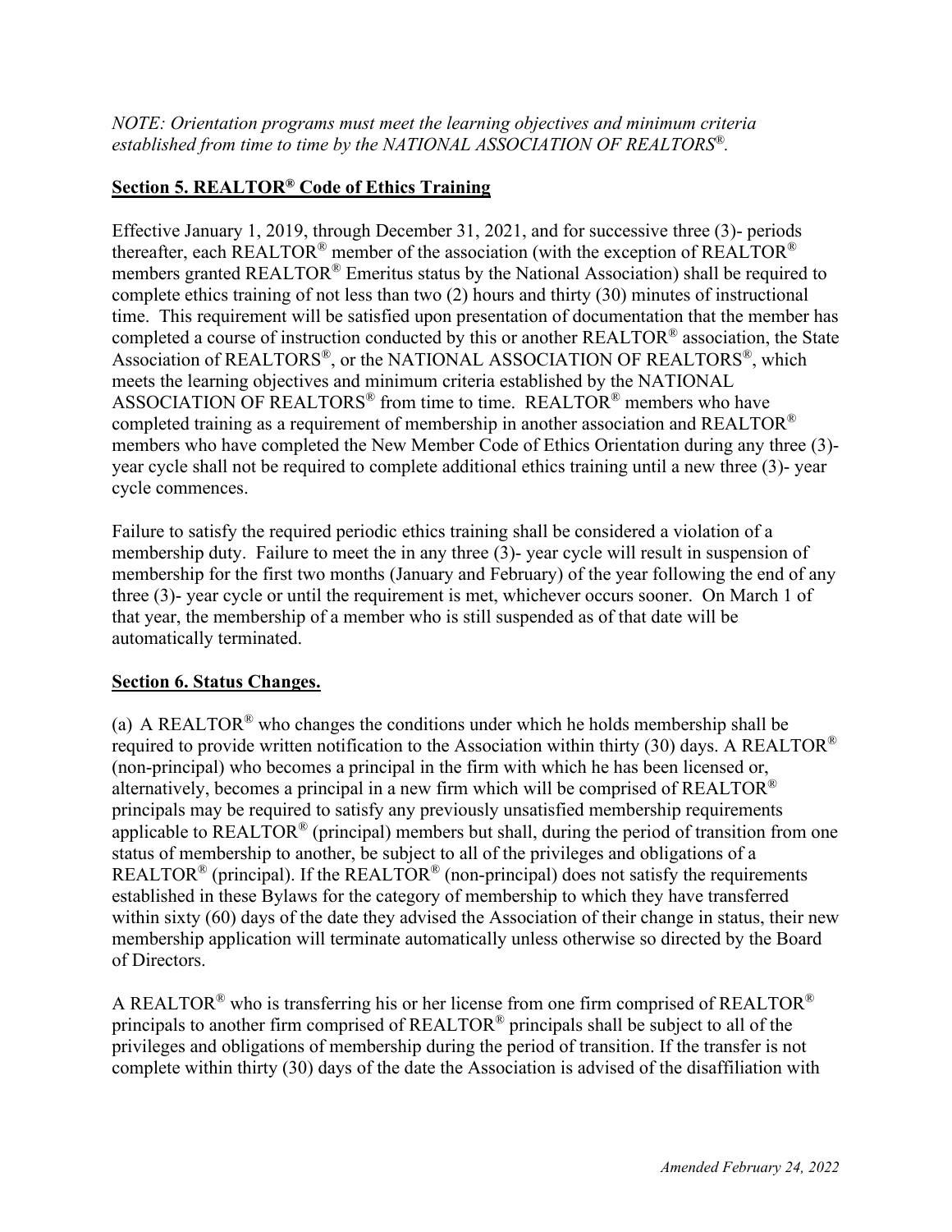*NOTE: Orientation programs must meet the learning objectives and minimum criteria established from time to time by the NATIONAL ASSOCIATION OF REALTORS®.*

## Section 5. REALTOR® Code of Ethics Training

Effective January 1, 2019, through December 31, 2021, and for successive three (3)- periods thereafter, each REALTOR® member of the association (with the exception of REALTOR® members granted REALTOR® Emeritus status by the National Association) shall be required to complete ethics training of not less than two (2) hours and thirty (30) minutes of instructional time. This requirement will be satisfied upon presentation of documentation that the member has completed a course of instruction conducted by this or another REALTOR® association, the State Association of REALTORS®, or the NATIONAL ASSOCIATION OF REALTORS®, which meets the learning objectives and minimum criteria established by the NATIONAL ASSOCIATION OF REALTORS® from time to time. REALTOR® members who have completed training as a requirement of membership in another association and REALTOR® members who have completed the New Member Code of Ethics Orientation during any three (3)-year cycle shall not be required to complete additional ethics training until a new three (3)- year cycle commences.

Failure to satisfy the required periodic ethics training shall be considered a violation of a membership duty. Failure to meet the in any three (3)- year cycle will result in suspension of membership for the first two months (January and February) of the year following the end of any three (3)- year cycle or until the requirement is met, whichever occurs sooner. On March 1 of that year, the membership of a member who is still suspended as of that date will be automatically terminated.

## Section 6. Status Changes.

(a) A REALTOR® who changes the conditions under which he holds membership shall be required to provide written notification to the Association within thirty (30) days. A REALTOR® (non-principal) who becomes a principal in the firm with which he has been licensed or, alternatively, becomes a principal in a new firm which will be comprised of REALTOR® principals may be required to satisfy any previously unsatisfied membership requirements applicable to REALTOR® (principal) members but shall, during the period of transition from one status of membership to another, be subject to all of the privileges and obligations of a REALTOR® (principal). If the REALTOR® (non-principal) does not satisfy the requirements established in these Bylaws for the category of membership to which they have transferred within sixty (60) days of the date they advised the Association of their change in status, their new membership application will terminate automatically unless otherwise so directed by the Board of Directors.

A REALTOR® who is transferring his or her license from one firm comprised of REALTOR® principals to another firm comprised of REALTOR® principals shall be subject to all of the privileges and obligations of membership during the period of transition. If the transfer is not complete within thirty (30) days of the date the Association is advised of the disaffiliation with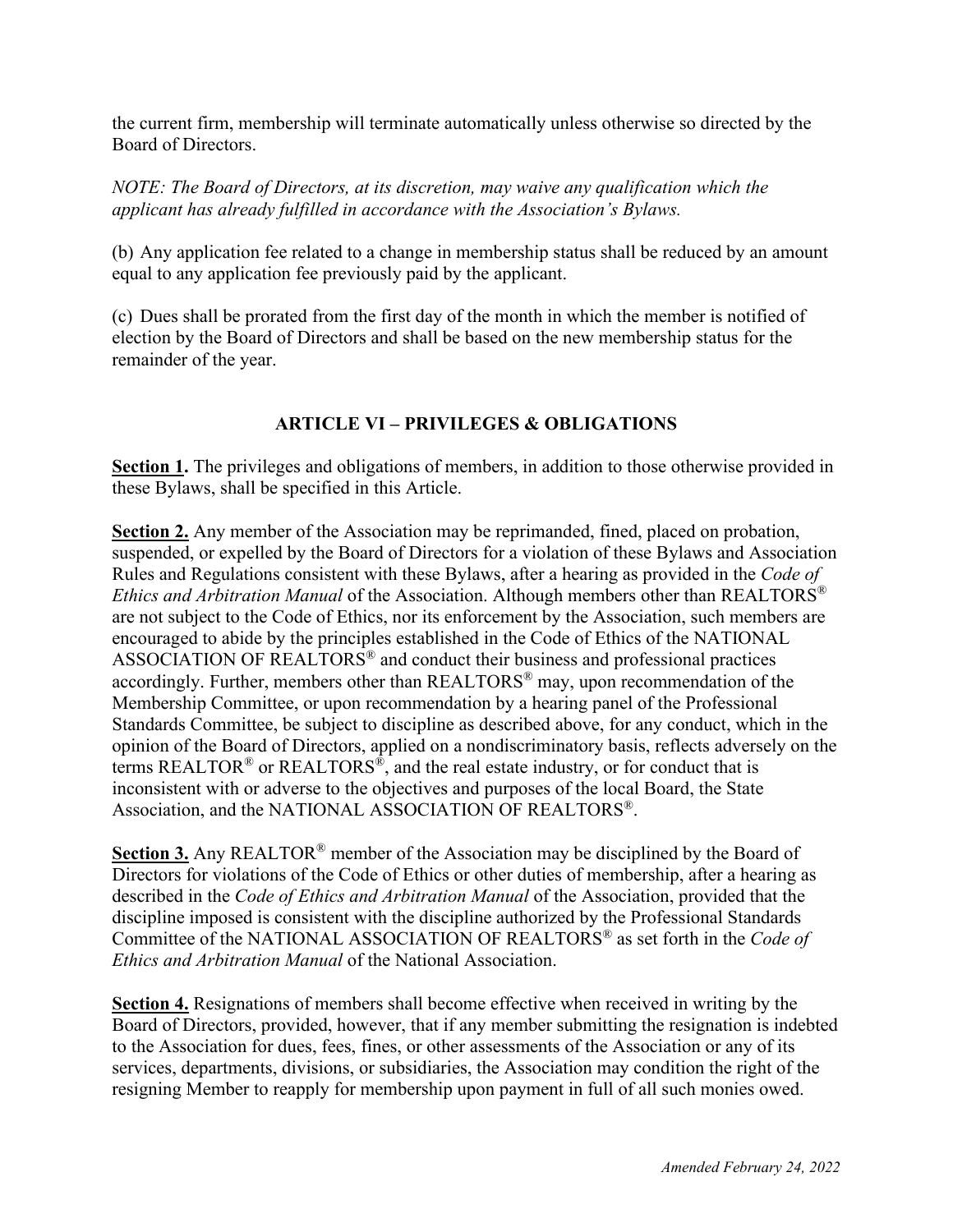the current firm, membership will terminate automatically unless otherwise so directed by the Board of Directors.

*NOTE: The Board of Directors, at its discretion, may waive any qualification which the applicant has already fulfilled in accordance with the Association's Bylaws.*

(b) Any application fee related to a change in membership status shall be reduced by an amount equal to any application fee previously paid by the applicant.

(c) Dues shall be prorated from the first day of the month in which the member is notified of election by the Board of Directors and shall be based on the new membership status for the remainder of the year.

## ARTICLE VI – PRIVILEGES & OBLIGATIONS

**Section 1.** The privileges and obligations of members, in addition to those otherwise provided in these Bylaws, shall be specified in this Article.

**Section 2.** Any member of the Association may be reprimanded, fined, placed on probation, suspended, or expelled by the Board of Directors for a violation of these Bylaws and Association Rules and Regulations consistent with these Bylaws, after a hearing as provided in the *Code of Ethics and Arbitration Manual* of the Association. Although members other than REALTORS® are not subject to the Code of Ethics, nor its enforcement by the Association, such members are encouraged to abide by the principles established in the Code of Ethics of the NATIONAL ASSOCIATION OF REALTORS® and conduct their business and professional practices accordingly. Further, members other than REALTORS® may, upon recommendation of the Membership Committee, or upon recommendation by a hearing panel of the Professional Standards Committee, be subject to discipline as described above, for any conduct, which in the opinion of the Board of Directors, applied on a nondiscriminatory basis, reflects adversely on the terms REALTOR® or REALTORS®, and the real estate industry, or for conduct that is inconsistent with or adverse to the objectives and purposes of the local Board, the State Association, and the NATIONAL ASSOCIATION OF REALTORS®.

**Section 3.** Any REALTOR® member of the Association may be disciplined by the Board of Directors for violations of the Code of Ethics or other duties of membership, after a hearing as described in the *Code of Ethics and Arbitration Manual* of the Association, provided that the discipline imposed is consistent with the discipline authorized by the Professional Standards Committee of the NATIONAL ASSOCIATION OF REALTORS® as set forth in the *Code of Ethics and Arbitration Manual* of the National Association.

**Section 4.** Resignations of members shall become effective when received in writing by the Board of Directors, provided, however, that if any member submitting the resignation is indebted to the Association for dues, fees, fines, or other assessments of the Association or any of its services, departments, divisions, or subsidiaries, the Association may condition the right of the resigning Member to reapply for membership upon payment in full of all such monies owed.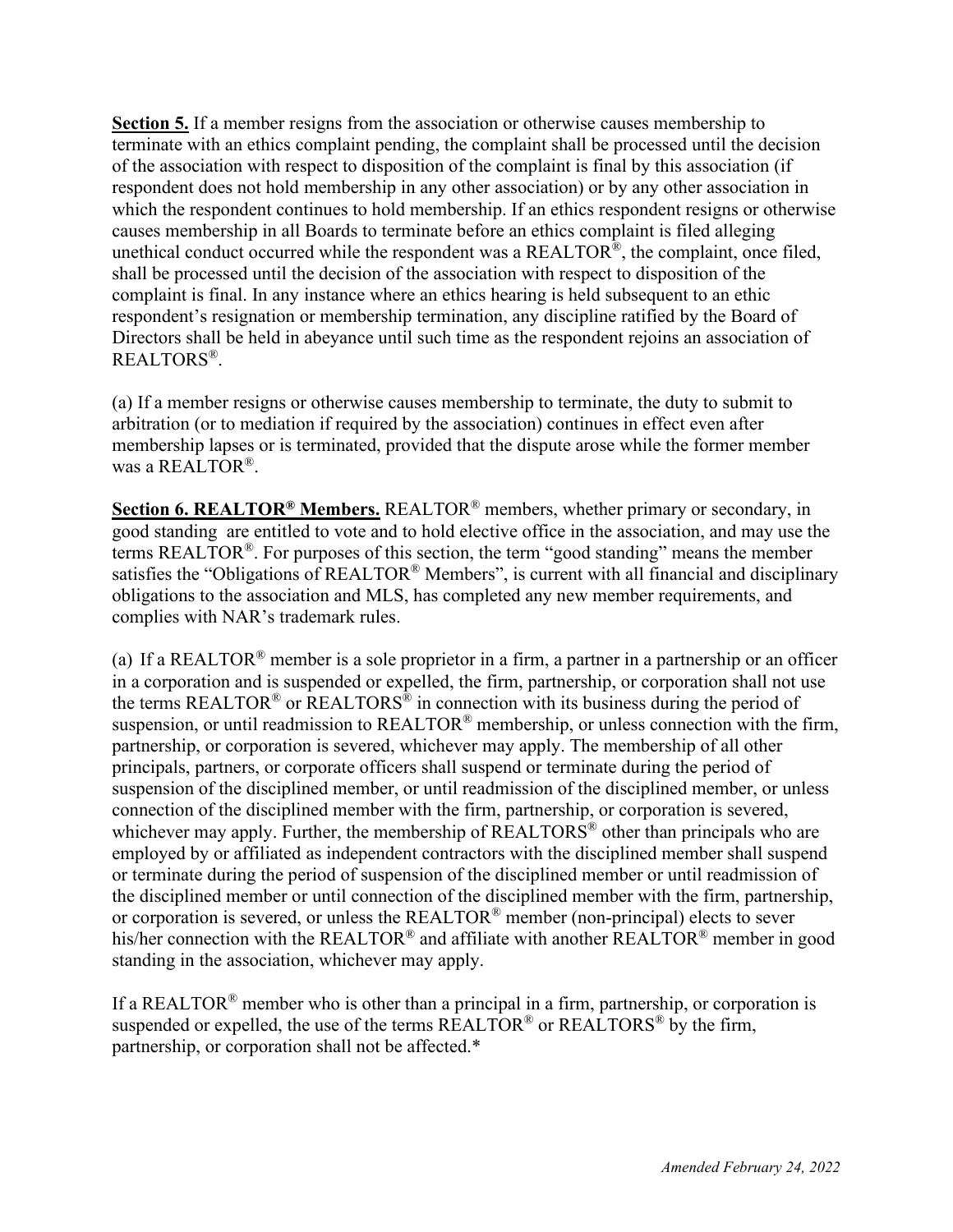**Section 5.** If a member resigns from the association or otherwise causes membership to terminate with an ethics complaint pending, the complaint shall be processed until the decision of the association with respect to disposition of the complaint is final by this association (if respondent does not hold membership in any other association) or by any other association in which the respondent continues to hold membership. If an ethics respondent resigns or otherwise causes membership in all Boards to terminate before an ethics complaint is filed alleging unethical conduct occurred while the respondent was a REALTOR®, the complaint, once filed, shall be processed until the decision of the association with respect to disposition of the complaint is final. In any instance where an ethics hearing is held subsequent to an ethic respondent's resignation or membership termination, any discipline ratified by the Board of Directors shall be held in abeyance until such time as the respondent rejoins an association of REALTORS®.

(a) If a member resigns or otherwise causes membership to terminate, the duty to submit to arbitration (or to mediation if required by the association) continues in effect even after membership lapses or is terminated, provided that the dispute arose while the former member was a REALTOR®.

**Section 6. REALTOR® Members.** REALTOR® members, whether primary or secondary, in good standing are entitled to vote and to hold elective office in the association, and may use the terms REALTOR®. For purposes of this section, the term "good standing" means the member satisfies the "Obligations of REALTOR® Members", is current with all financial and disciplinary obligations to the association and MLS, has completed any new member requirements, and complies with NAR's trademark rules.

(a) If a REALTOR® member is a sole proprietor in a firm, a partner in a partnership or an officer in a corporation and is suspended or expelled, the firm, partnership, or corporation shall not use the terms REALTOR® or REALTORS® in connection with its business during the period of suspension, or until readmission to REALTOR® membership, or unless connection with the firm, partnership, or corporation is severed, whichever may apply. The membership of all other principals, partners, or corporate officers shall suspend or terminate during the period of suspension of the disciplined member, or until readmission of the disciplined member, or unless connection of the disciplined member with the firm, partnership, or corporation is severed, whichever may apply. Further, the membership of REALTORS® other than principals who are employed by or affiliated as independent contractors with the disciplined member shall suspend or terminate during the period of suspension of the disciplined member or until readmission of the disciplined member or until connection of the disciplined member with the firm, partnership, or corporation is severed, or unless the REALTOR® member (non-principal) elects to sever his/her connection with the REALTOR® and affiliate with another REALTOR® member in good standing in the association, whichever may apply.

If a REALTOR® member who is other than a principal in a firm, partnership, or corporation is suspended or expelled, the use of the terms REALTOR® or REALTORS® by the firm, partnership, or corporation shall not be affected.*

*Amended February 24, 2022*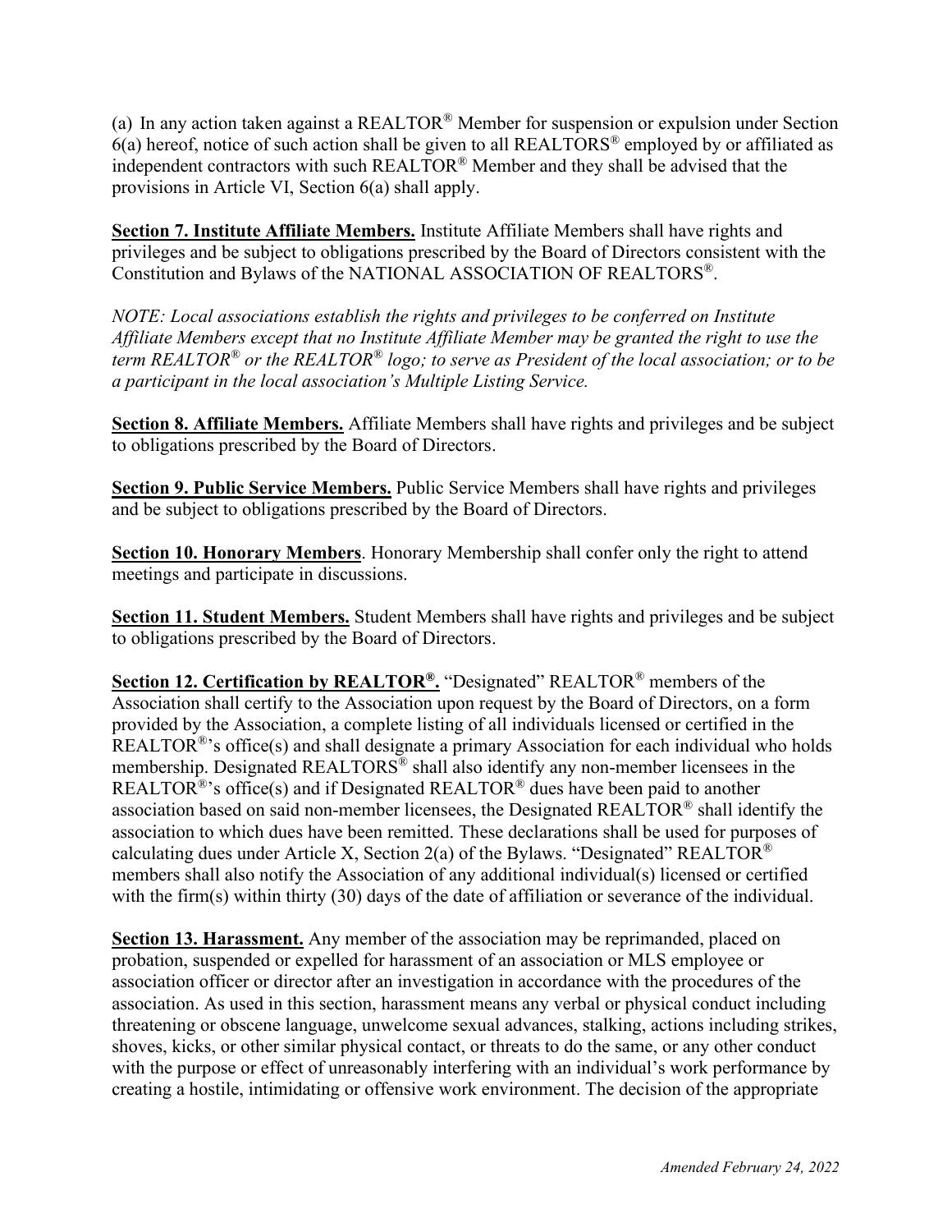(a) In any action taken against a REALTOR® Member for suspension or expulsion under Section 6(a) hereof, notice of such action shall be given to all REALTORS® employed by or affiliated as independent contractors with such REALTOR® Member and they shall be advised that the provisions in Article VI, Section 6(a) shall apply.

**<u>Section 7. Institute Affiliate Members.</u>** Institute Affiliate Members shall have rights and privileges and be subject to obligations prescribed by the Board of Directors consistent with the Constitution and Bylaws of the NATIONAL ASSOCIATION OF REALTORS®.

*NOTE: Local associations establish the rights and privileges to be conferred on Institute Affiliate Members except that no Institute Affiliate Member may be granted the right to use the term REALTOR® or the REALTOR® logo; to serve as President of the local association; or to be a participant in the local association's Multiple Listing Service.*

**<u>Section 8. Affiliate Members.</u>** Affiliate Members shall have rights and privileges and be subject to obligations prescribed by the Board of Directors.

**<u>Section 9. Public Service Members.</u>** Public Service Members shall have rights and privileges and be subject to obligations prescribed by the Board of Directors.

**<u>Section 10. Honorary Members</u>**. Honorary Membership shall confer only the right to attend meetings and participate in discussions.

**<u>Section 11. Student Members.</u>** Student Members shall have rights and privileges and be subject to obligations prescribed by the Board of Directors.

**<u>Section 12. Certification by REALTOR®.</u>** "Designated" REALTOR® members of the Association shall certify to the Association upon request by the Board of Directors, on a form provided by the Association, a complete listing of all individuals licensed or certified in the REALTOR®'s office(s) and shall designate a primary Association for each individual who holds membership. Designated REALTORS® shall also identify any non-member licensees in the REALTOR®'s office(s) and if Designated REALTOR® dues have been paid to another association based on said non-member licensees, the Designated REALTOR® shall identify the association to which dues have been remitted. These declarations shall be used for purposes of calculating dues under Article X, Section 2(a) of the Bylaws. "Designated" REALTOR® members shall also notify the Association of any additional individual(s) licensed or certified with the firm(s) within thirty (30) days of the date of affiliation or severance of the individual.

**<u>Section 13. Harassment.</u>** Any member of the association may be reprimanded, placed on probation, suspended or expelled for harassment of an association or MLS employee or association officer or director after an investigation in accordance with the procedures of the association. As used in this section, harassment means any verbal or physical conduct including threatening or obscene language, unwelcome sexual advances, stalking, actions including strikes, shoves, kicks, or other similar physical contact, or threats to do the same, or any other conduct with the purpose or effect of unreasonably interfering with an individual's work performance by creating a hostile, intimidating or offensive work environment. The decision of the appropriate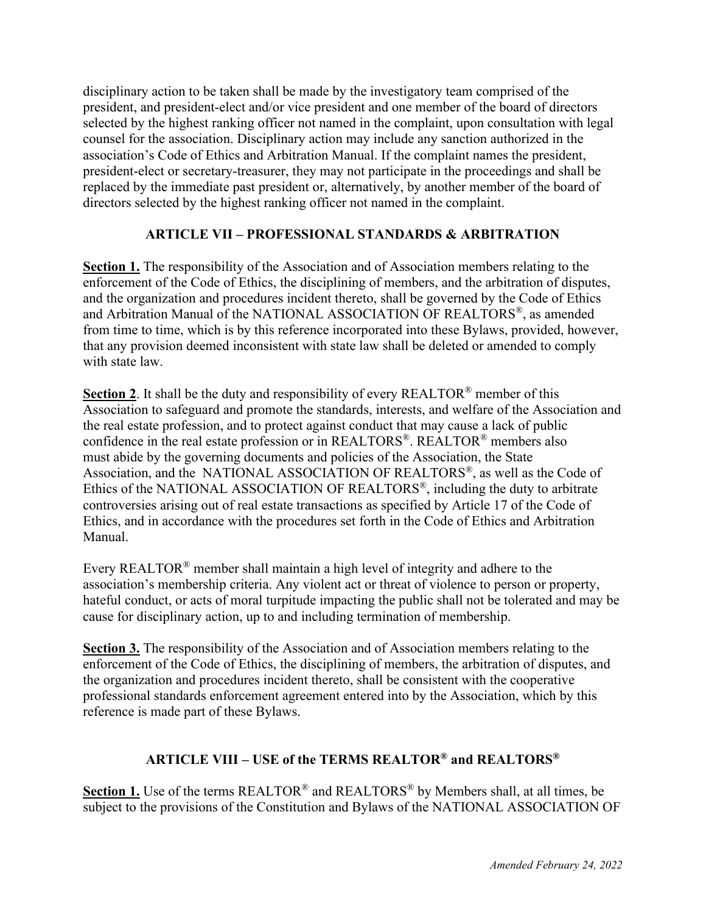disciplinary action to be taken shall be made by the investigatory team comprised of the president, and president-elect and/or vice president and one member of the board of directors selected by the highest ranking officer not named in the complaint, upon consultation with legal counsel for the association. Disciplinary action may include any sanction authorized in the association's Code of Ethics and Arbitration Manual. If the complaint names the president, president-elect or secretary-treasurer, they may not participate in the proceedings and shall be replaced by the immediate past president or, alternatively, by another member of the board of directors selected by the highest ranking officer not named in the complaint.

## ARTICLE VII – PROFESSIONAL STANDARDS & ARBITRATION

**Section 1.** The responsibility of the Association and of Association members relating to the enforcement of the Code of Ethics, the disciplining of members, and the arbitration of disputes, and the organization and procedures incident thereto, shall be governed by the Code of Ethics and Arbitration Manual of the NATIONAL ASSOCIATION OF REALTORS®, as amended from time to time, which is by this reference incorporated into these Bylaws, provided, however, that any provision deemed inconsistent with state law shall be deleted or amended to comply with state law.

**Section 2**. It shall be the duty and responsibility of every REALTOR® member of this Association to safeguard and promote the standards, interests, and welfare of the Association and the real estate profession, and to protect against conduct that may cause a lack of public confidence in the real estate profession or in REALTORS®. REALTOR® members also must abide by the governing documents and policies of the Association, the State Association, and the NATIONAL ASSOCIATION OF REALTORS®, as well as the Code of Ethics of the NATIONAL ASSOCIATION OF REALTORS®, including the duty to arbitrate controversies arising out of real estate transactions as specified by Article 17 of the Code of Ethics, and in accordance with the procedures set forth in the Code of Ethics and Arbitration Manual.

Every REALTOR® member shall maintain a high level of integrity and adhere to the association's membership criteria. Any violent act or threat of violence to person or property, hateful conduct, or acts of moral turpitude impacting the public shall not be tolerated and may be cause for disciplinary action, up to and including termination of membership.

**Section 3.** The responsibility of the Association and of Association members relating to the enforcement of the Code of Ethics, the disciplining of members, the arbitration of disputes, and the organization and procedures incident thereto, shall be consistent with the cooperative professional standards enforcement agreement entered into by the Association, which by this reference is made part of these Bylaws.

## ARTICLE VIII – USE of the TERMS REALTOR® and REALTORS®

**Section 1.** Use of the terms REALTOR® and REALTORS® by Members shall, at all times, be subject to the provisions of the Constitution and Bylaws of the NATIONAL ASSOCIATION OF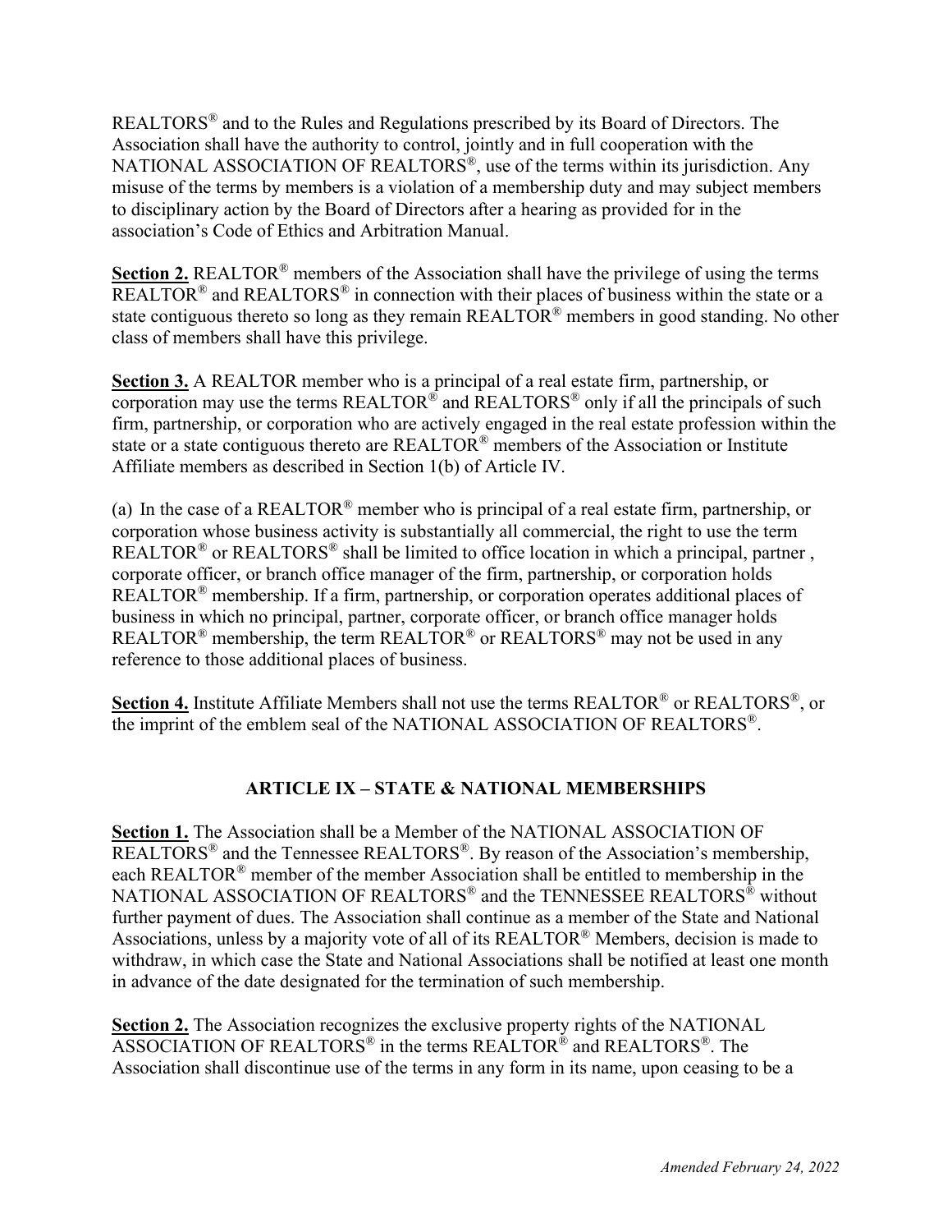REALTORS® and to the Rules and Regulations prescribed by its Board of Directors. The Association shall have the authority to control, jointly and in full cooperation with the NATIONAL ASSOCIATION OF REALTORS®, use of the terms within its jurisdiction. Any misuse of the terms by members is a violation of a membership duty and may subject members to disciplinary action by the Board of Directors after a hearing as provided for in the association's Code of Ethics and Arbitration Manual.

**Section 2.** REALTOR® members of the Association shall have the privilege of using the terms REALTOR® and REALTORS® in connection with their places of business within the state or a state contiguous thereto so long as they remain REALTOR® members in good standing. No other class of members shall have this privilege.

**Section 3.** A REALTOR member who is a principal of a real estate firm, partnership, or corporation may use the terms REALTOR® and REALTORS® only if all the principals of such firm, partnership, or corporation who are actively engaged in the real estate profession within the state or a state contiguous thereto are REALTOR® members of the Association or Institute Affiliate members as described in Section 1(b) of Article IV.

(a) In the case of a REALTOR® member who is principal of a real estate firm, partnership, or corporation whose business activity is substantially all commercial, the right to use the term REALTOR® or REALTORS® shall be limited to office location in which a principal, partner , corporate officer, or branch office manager of the firm, partnership, or corporation holds REALTOR® membership. If a firm, partnership, or corporation operates additional places of business in which no principal, partner, corporate officer, or branch office manager holds REALTOR® membership, the term REALTOR® or REALTORS® may not be used in any reference to those additional places of business.

**Section 4.** Institute Affiliate Members shall not use the terms REALTOR® or REALTORS®, or the imprint of the emblem seal of the NATIONAL ASSOCIATION OF REALTORS®.

## ARTICLE IX – STATE & NATIONAL MEMBERSHIPS

**Section 1.** The Association shall be a Member of the NATIONAL ASSOCIATION OF REALTORS® and the Tennessee REALTORS®. By reason of the Association's membership, each REALTOR® member of the member Association shall be entitled to membership in the NATIONAL ASSOCIATION OF REALTORS® and the TENNESSEE REALTORS® without further payment of dues. The Association shall continue as a member of the State and National Associations, unless by a majority vote of all of its REALTOR® Members, decision is made to withdraw, in which case the State and National Associations shall be notified at least one month in advance of the date designated for the termination of such membership.

**Section 2.** The Association recognizes the exclusive property rights of the NATIONAL ASSOCIATION OF REALTORS® in the terms REALTOR® and REALTORS®. The Association shall discontinue use of the terms in any form in its name, upon ceasing to be a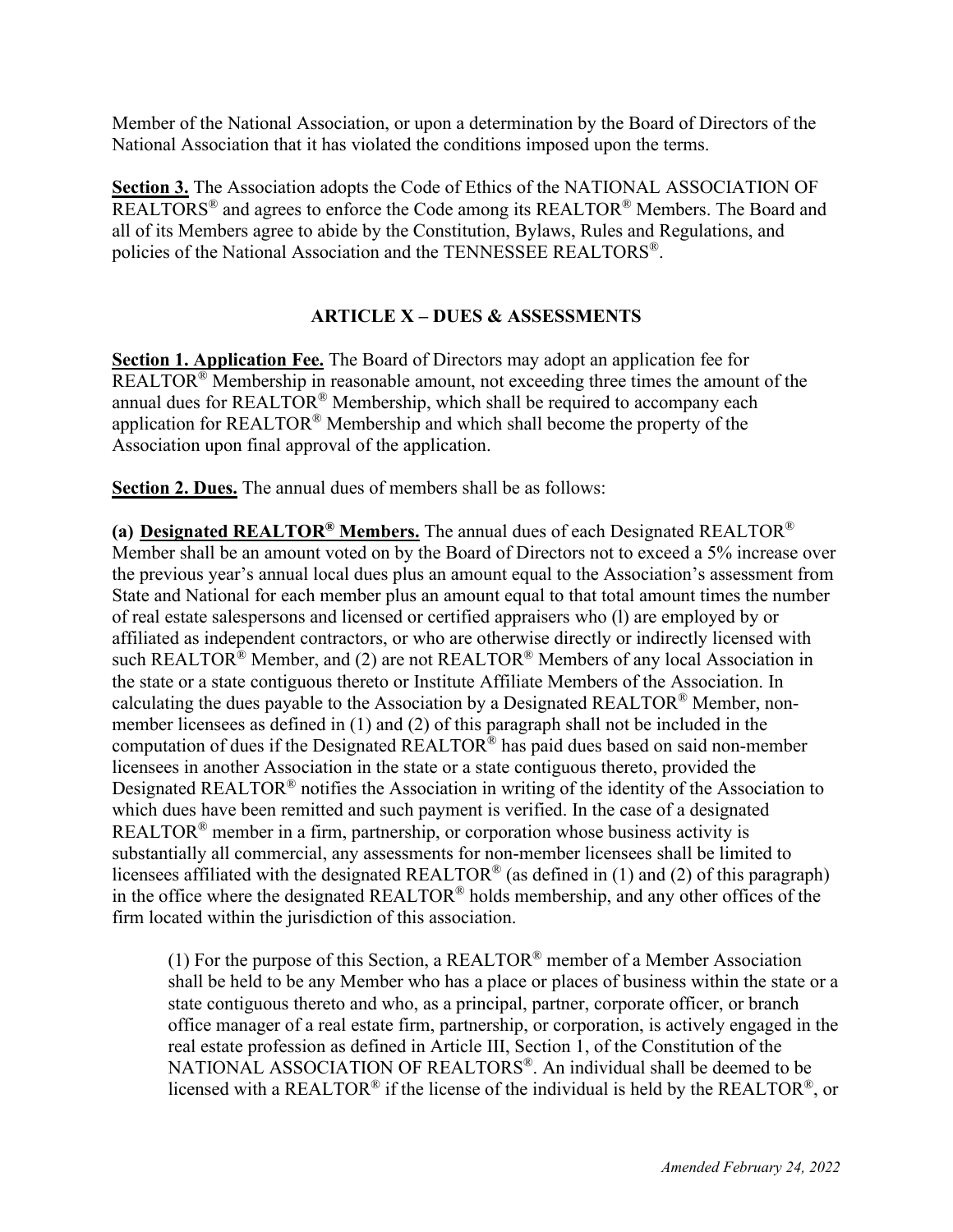Member of the National Association, or upon a determination by the Board of Directors of the National Association that it has violated the conditions imposed upon the terms.

**Section 3.** The Association adopts the Code of Ethics of the NATIONAL ASSOCIATION OF REALTORS® and agrees to enforce the Code among its REALTOR® Members. The Board and all of its Members agree to abide by the Constitution, Bylaws, Rules and Regulations, and policies of the National Association and the TENNESSEE REALTORS®.

## ARTICLE X – DUES & ASSESSMENTS

**Section 1. Application Fee.** The Board of Directors may adopt an application fee for REALTOR® Membership in reasonable amount, not exceeding three times the amount of the annual dues for REALTOR® Membership, which shall be required to accompany each application for REALTOR® Membership and which shall become the property of the Association upon final approval of the application.

**Section 2. Dues.** The annual dues of members shall be as follows:

**(a) Designated REALTOR® Members.** The annual dues of each Designated REALTOR® Member shall be an amount voted on by the Board of Directors not to exceed a 5% increase over the previous year's annual local dues plus an amount equal to the Association's assessment from State and National for each member plus an amount equal to that total amount times the number of real estate salespersons and licensed or certified appraisers who (l) are employed by or affiliated as independent contractors, or who are otherwise directly or indirectly licensed with such REALTOR® Member, and (2) are not REALTOR® Members of any local Association in the state or a state contiguous thereto or Institute Affiliate Members of the Association. In calculating the dues payable to the Association by a Designated REALTOR® Member, non-member licensees as defined in (1) and (2) of this paragraph shall not be included in the computation of dues if the Designated REALTOR® has paid dues based on said non-member licensees in another Association in the state or a state contiguous thereto, provided the Designated REALTOR® notifies the Association in writing of the identity of the Association to which dues have been remitted and such payment is verified. In the case of a designated REALTOR® member in a firm, partnership, or corporation whose business activity is substantially all commercial, any assessments for non-member licensees shall be limited to licensees affiliated with the designated REALTOR® (as defined in (1) and (2) of this paragraph) in the office where the designated REALTOR® holds membership, and any other offices of the firm located within the jurisdiction of this association.

(1) For the purpose of this Section, a REALTOR® member of a Member Association shall be held to be any Member who has a place or places of business within the state or a state contiguous thereto and who, as a principal, partner, corporate officer, or branch office manager of a real estate firm, partnership, or corporation, is actively engaged in the real estate profession as defined in Article III, Section 1, of the Constitution of the NATIONAL ASSOCIATION OF REALTORS®. An individual shall be deemed to be licensed with a REALTOR® if the license of the individual is held by the REALTOR®, or

*Amended February 24, 2022*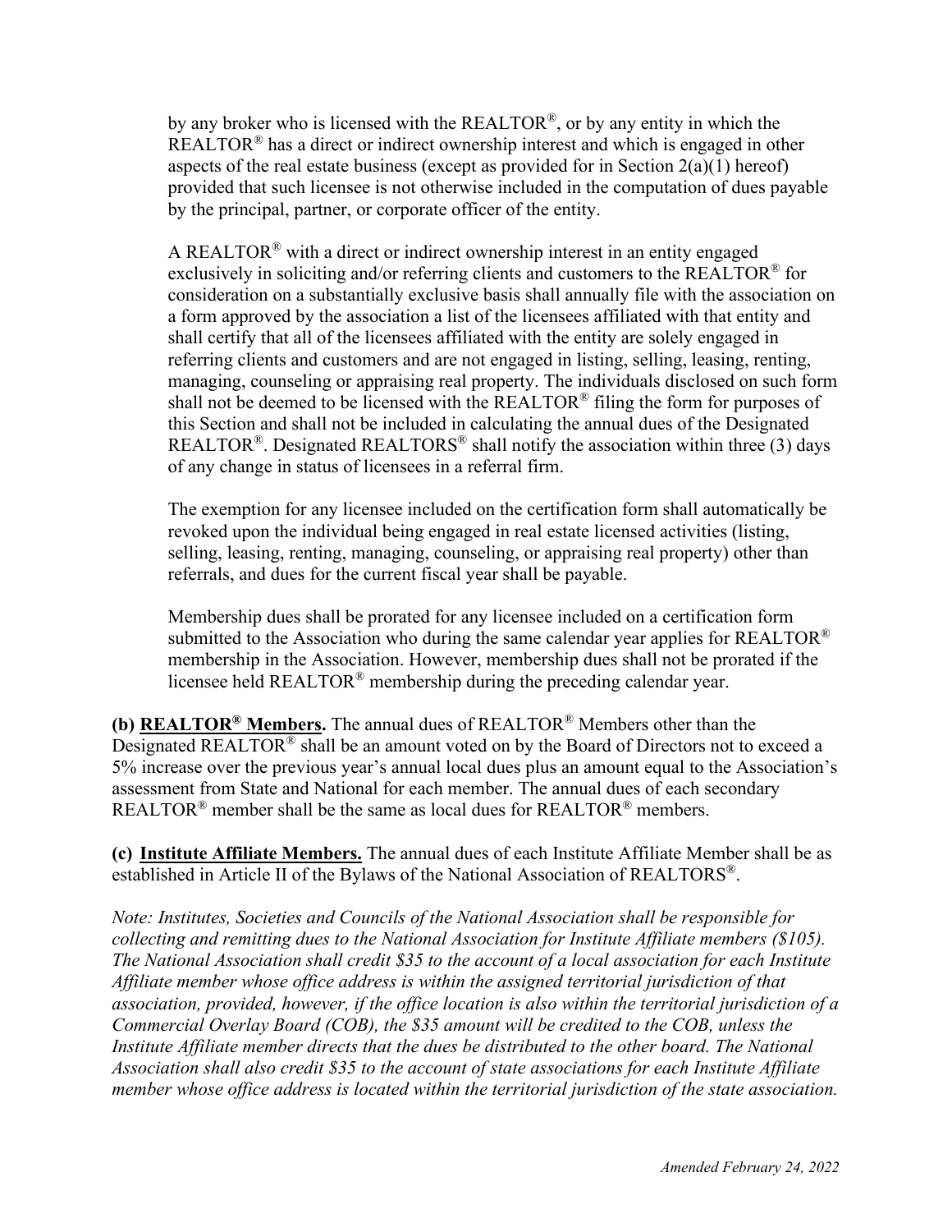by any broker who is licensed with the REALTOR®, or by any entity in which the REALTOR® has a direct or indirect ownership interest and which is engaged in other aspects of the real estate business (except as provided for in Section 2(a)(1) hereof) provided that such licensee is not otherwise included in the computation of dues payable by the principal, partner, or corporate officer of the entity.

A REALTOR® with a direct or indirect ownership interest in an entity engaged exclusively in soliciting and/or referring clients and customers to the REALTOR® for consideration on a substantially exclusive basis shall annually file with the association on a form approved by the association a list of the licensees affiliated with that entity and shall certify that all of the licensees affiliated with the entity are solely engaged in referring clients and customers and are not engaged in listing, selling, leasing, renting, managing, counseling or appraising real property. The individuals disclosed on such form shall not be deemed to be licensed with the REALTOR® filing the form for purposes of this Section and shall not be included in calculating the annual dues of the Designated REALTOR®. Designated REALTORS® shall notify the association within three (3) days of any change in status of licensees in a referral firm.

The exemption for any licensee included on the certification form shall automatically be revoked upon the individual being engaged in real estate licensed activities (listing, selling, leasing, renting, managing, counseling, or appraising real property) other than referrals, and dues for the current fiscal year shall be payable.

Membership dues shall be prorated for any licensee included on a certification form submitted to the Association who during the same calendar year applies for REALTOR® membership in the Association. However, membership dues shall not be prorated if the licensee held REALTOR® membership during the preceding calendar year.

**(b) REALTOR® Members.** The annual dues of REALTOR® Members other than the Designated REALTOR® shall be an amount voted on by the Board of Directors not to exceed a 5% increase over the previous year's annual local dues plus an amount equal to the Association's assessment from State and National for each member. The annual dues of each secondary REALTOR® member shall be the same as local dues for REALTOR® members.

**(c) Institute Affiliate Members.** The annual dues of each Institute Affiliate Member shall be as established in Article II of the Bylaws of the National Association of REALTORS®.

*Note: Institutes, Societies and Councils of the National Association shall be responsible for collecting and remitting dues to the National Association for Institute Affiliate members ($105). The National Association shall credit $35 to the account of a local association for each Institute Affiliate member whose office address is within the assigned territorial jurisdiction of that association, provided, however, if the office location is also within the territorial jurisdiction of a Commercial Overlay Board (COB), the $35 amount will be credited to the COB, unless the Institute Affiliate member directs that the dues be distributed to the other board. The National Association shall also credit $35 to the account of state associations for each Institute Affiliate member whose office address is located within the territorial jurisdiction of the state association.*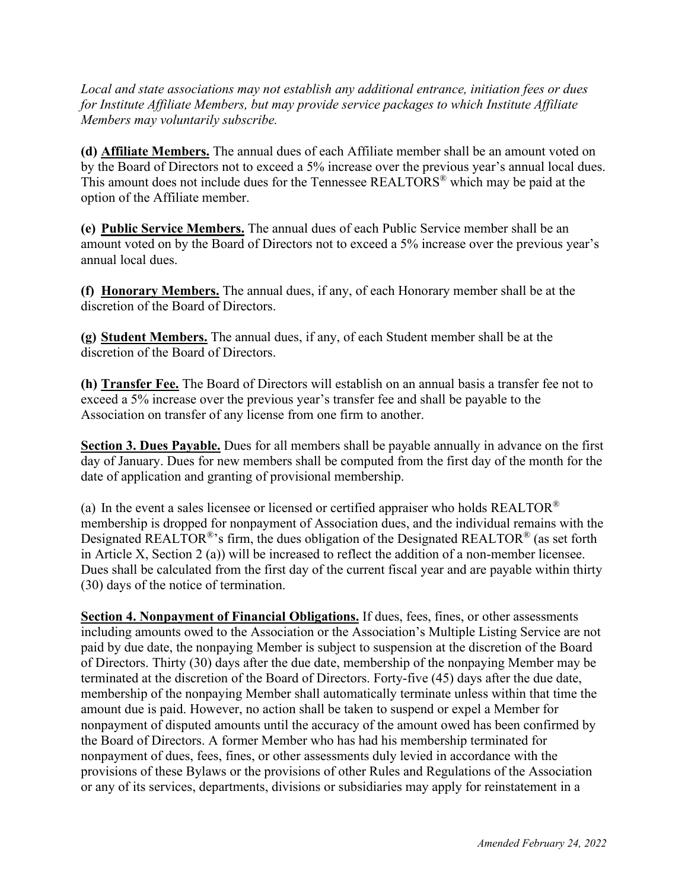*Local and state associations may not establish any additional entrance, initiation fees or dues for Institute Affiliate Members, but may provide service packages to which Institute Affiliate Members may voluntarily subscribe.*

**(d) Affiliate Members.** The annual dues of each Affiliate member shall be an amount voted on by the Board of Directors not to exceed a 5% increase over the previous year's annual local dues. This amount does not include dues for the Tennessee REALTORS® which may be paid at the option of the Affiliate member.

**(e) Public Service Members.** The annual dues of each Public Service member shall be an amount voted on by the Board of Directors not to exceed a 5% increase over the previous year's annual local dues.

**(f) Honorary Members.** The annual dues, if any, of each Honorary member shall be at the discretion of the Board of Directors.

**(g) Student Members.** The annual dues, if any, of each Student member shall be at the discretion of the Board of Directors.

**(h) Transfer Fee.** The Board of Directors will establish on an annual basis a transfer fee not to exceed a 5% increase over the previous year's transfer fee and shall be payable to the Association on transfer of any license from one firm to another.

**Section 3. Dues Payable.** Dues for all members shall be payable annually in advance on the first day of January. Dues for new members shall be computed from the first day of the month for the date of application and granting of provisional membership.

(a) In the event a sales licensee or licensed or certified appraiser who holds REALTOR® membership is dropped for nonpayment of Association dues, and the individual remains with the Designated REALTOR®'s firm, the dues obligation of the Designated REALTOR® (as set forth in Article X, Section 2 (a)) will be increased to reflect the addition of a non-member licensee. Dues shall be calculated from the first day of the current fiscal year and are payable within thirty (30) days of the notice of termination.

**Section 4. Nonpayment of Financial Obligations.** If dues, fees, fines, or other assessments including amounts owed to the Association or the Association's Multiple Listing Service are not paid by due date, the nonpaying Member is subject to suspension at the discretion of the Board of Directors. Thirty (30) days after the due date, membership of the nonpaying Member may be terminated at the discretion of the Board of Directors. Forty-five (45) days after the due date, membership of the nonpaying Member shall automatically terminate unless within that time the amount due is paid. However, no action shall be taken to suspend or expel a Member for nonpayment of disputed amounts until the accuracy of the amount owed has been confirmed by the Board of Directors. A former Member who has had his membership terminated for nonpayment of dues, fees, fines, or other assessments duly levied in accordance with the provisions of these Bylaws or the provisions of other Rules and Regulations of the Association or any of its services, departments, divisions or subsidiaries may apply for reinstatement in a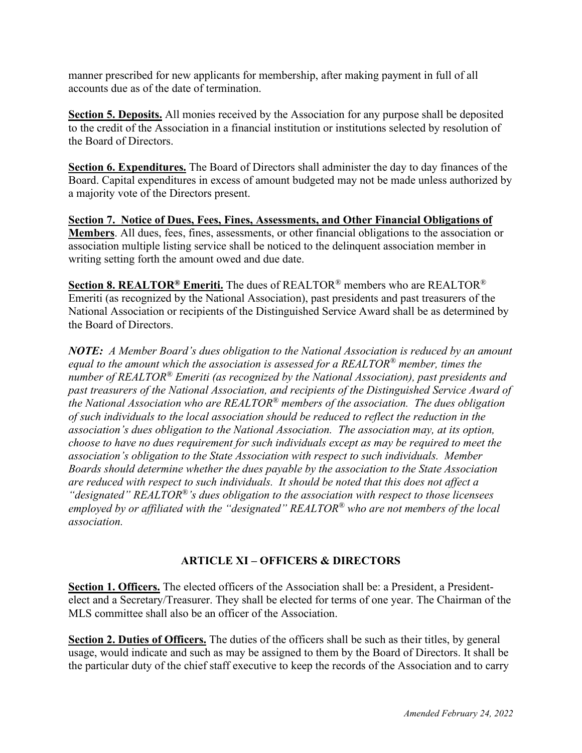manner prescribed for new applicants for membership, after making payment in full of all accounts due as of the date of termination.

**Section 5. Deposits.** All monies received by the Association for any purpose shall be deposited to the credit of the Association in a financial institution or institutions selected by resolution of the Board of Directors.

**Section 6. Expenditures.** The Board of Directors shall administer the day to day finances of the Board. Capital expenditures in excess of amount budgeted may not be made unless authorized by a majority vote of the Directors present.

**Section 7. Notice of Dues, Fees, Fines, Assessments, and Other Financial Obligations of Members**. All dues, fees, fines, assessments, or other financial obligations to the association or association multiple listing service shall be noticed to the delinquent association member in writing setting forth the amount owed and due date.

**Section 8. REALTOR® Emeriti.** The dues of REALTOR® members who are REALTOR® Emeriti (as recognized by the National Association), past presidents and past treasurers of the National Association or recipients of the Distinguished Service Award shall be as determined by the Board of Directors.

***NOTE:*** *A Member Board's dues obligation to the National Association is reduced by an amount equal to the amount which the association is assessed for a REALTOR® member, times the number of REALTOR® Emeriti (as recognized by the National Association), past presidents and past treasurers of the National Association, and recipients of the Distinguished Service Award of the National Association who are REALTOR® members of the association. The dues obligation of such individuals to the local association should be reduced to reflect the reduction in the association's dues obligation to the National Association. The association may, at its option, choose to have no dues requirement for such individuals except as may be required to meet the association's obligation to the State Association with respect to such individuals. Member Boards should determine whether the dues payable by the association to the State Association are reduced with respect to such individuals. It should be noted that this does not affect a "designated" REALTOR®'s dues obligation to the association with respect to those licensees employed by or affiliated with the "designated" REALTOR® who are not members of the local association.*

## ARTICLE XI – OFFICERS & DIRECTORS

**Section 1. Officers.** The elected officers of the Association shall be: a President, a President-elect and a Secretary/Treasurer. They shall be elected for terms of one year. The Chairman of the MLS committee shall also be an officer of the Association.

**Section 2. Duties of Officers.** The duties of the officers shall be such as their titles, by general usage, would indicate and such as may be assigned to them by the Board of Directors. It shall be the particular duty of the chief staff executive to keep the records of the Association and to carry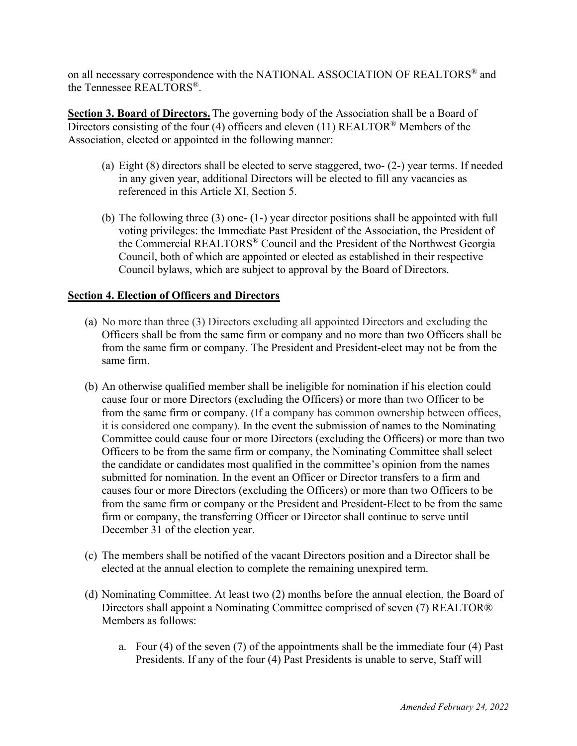on all necessary correspondence with the NATIONAL ASSOCIATION OF REALTORS® and the Tennessee REALTORS®.

**Section 3. Board of Directors.** The governing body of the Association shall be a Board of Directors consisting of the four (4) officers and eleven (11) REALTOR® Members of the Association, elected or appointed in the following manner:

(a) Eight (8) directors shall be elected to serve staggered, two- (2-) year terms. If needed in any given year, additional Directors will be elected to fill any vacancies as referenced in this Article XI, Section 5.

(b) The following three (3) one- (1-) year director positions shall be appointed with full voting privileges: the Immediate Past President of the Association, the President of the Commercial REALTORS® Council and the President of the Northwest Georgia Council, both of which are appointed or elected as established in their respective Council bylaws, which are subject to approval by the Board of Directors.

**Section 4. Election of Officers and Directors**

(a) No more than three (3) Directors excluding all appointed Directors and excluding the Officers shall be from the same firm or company and no more than two Officers shall be from the same firm or company. The President and President-elect may not be from the same firm.

(b) An otherwise qualified member shall be ineligible for nomination if his election could cause four or more Directors (excluding the Officers) or more than two Officer to be from the same firm or company. (If a company has common ownership between offices, it is considered one company). In the event the submission of names to the Nominating Committee could cause four or more Directors (excluding the Officers) or more than two Officers to be from the same firm or company, the Nominating Committee shall select the candidate or candidates most qualified in the committee's opinion from the names submitted for nomination. In the event an Officer or Director transfers to a firm and causes four or more Directors (excluding the Officers) or more than two Officers to be from the same firm or company or the President and President-Elect to be from the same firm or company, the transferring Officer or Director shall continue to serve until December 31 of the election year.

(c) The members shall be notified of the vacant Directors position and a Director shall be elected at the annual election to complete the remaining unexpired term.

(d) Nominating Committee. At least two (2) months before the annual election, the Board of Directors shall appoint a Nominating Committee comprised of seven (7) REALTOR® Members as follows:

   a. Four (4) of the seven (7) of the appointments shall be the immediate four (4) Past Presidents. If any of the four (4) Past Presidents is unable to serve, Staff will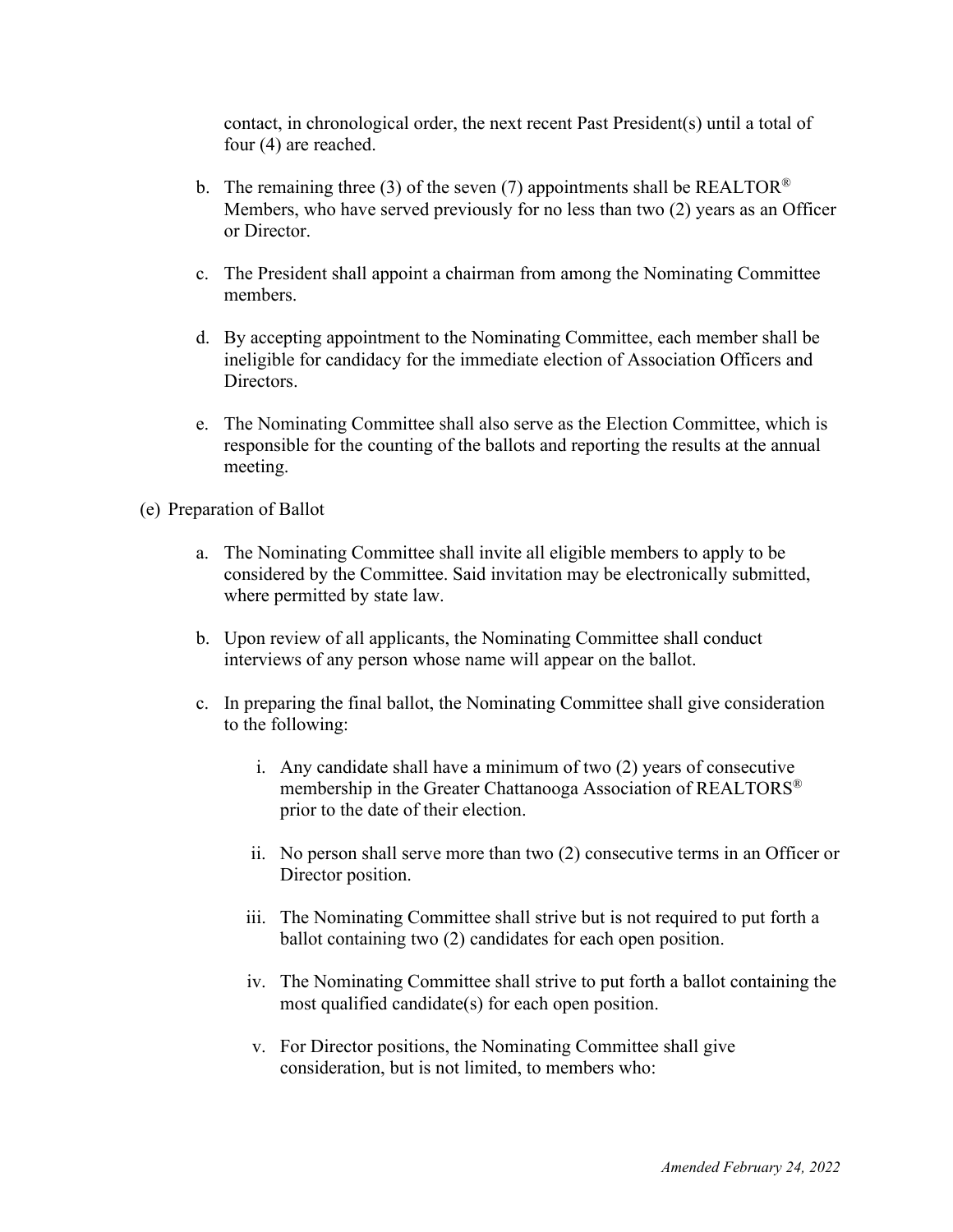contact, in chronological order, the next recent Past President(s) until a total of four (4) are reached.

b. The remaining three (3) of the seven (7) appointments shall be REALTOR® Members, who have served previously for no less than two (2) years as an Officer or Director.

c. The President shall appoint a chairman from among the Nominating Committee members.

d. By accepting appointment to the Nominating Committee, each member shall be ineligible for candidacy for the immediate election of Association Officers and Directors.

e. The Nominating Committee shall also serve as the Election Committee, which is responsible for the counting of the ballots and reporting the results at the annual meeting.

(e) Preparation of Ballot

a. The Nominating Committee shall invite all eligible members to apply to be considered by the Committee. Said invitation may be electronically submitted, where permitted by state law.

b. Upon review of all applicants, the Nominating Committee shall conduct interviews of any person whose name will appear on the ballot.

c. In preparing the final ballot, the Nominating Committee shall give consideration to the following:

   i. Any candidate shall have a minimum of two (2) years of consecutive membership in the Greater Chattanooga Association of REALTORS® prior to the date of their election.

   ii. No person shall serve more than two (2) consecutive terms in an Officer or Director position.

   iii. The Nominating Committee shall strive but is not required to put forth a ballot containing two (2) candidates for each open position.

   iv. The Nominating Committee shall strive to put forth a ballot containing the most qualified candidate(s) for each open position.

   v. For Director positions, the Nominating Committee shall give consideration, but is not limited, to members who: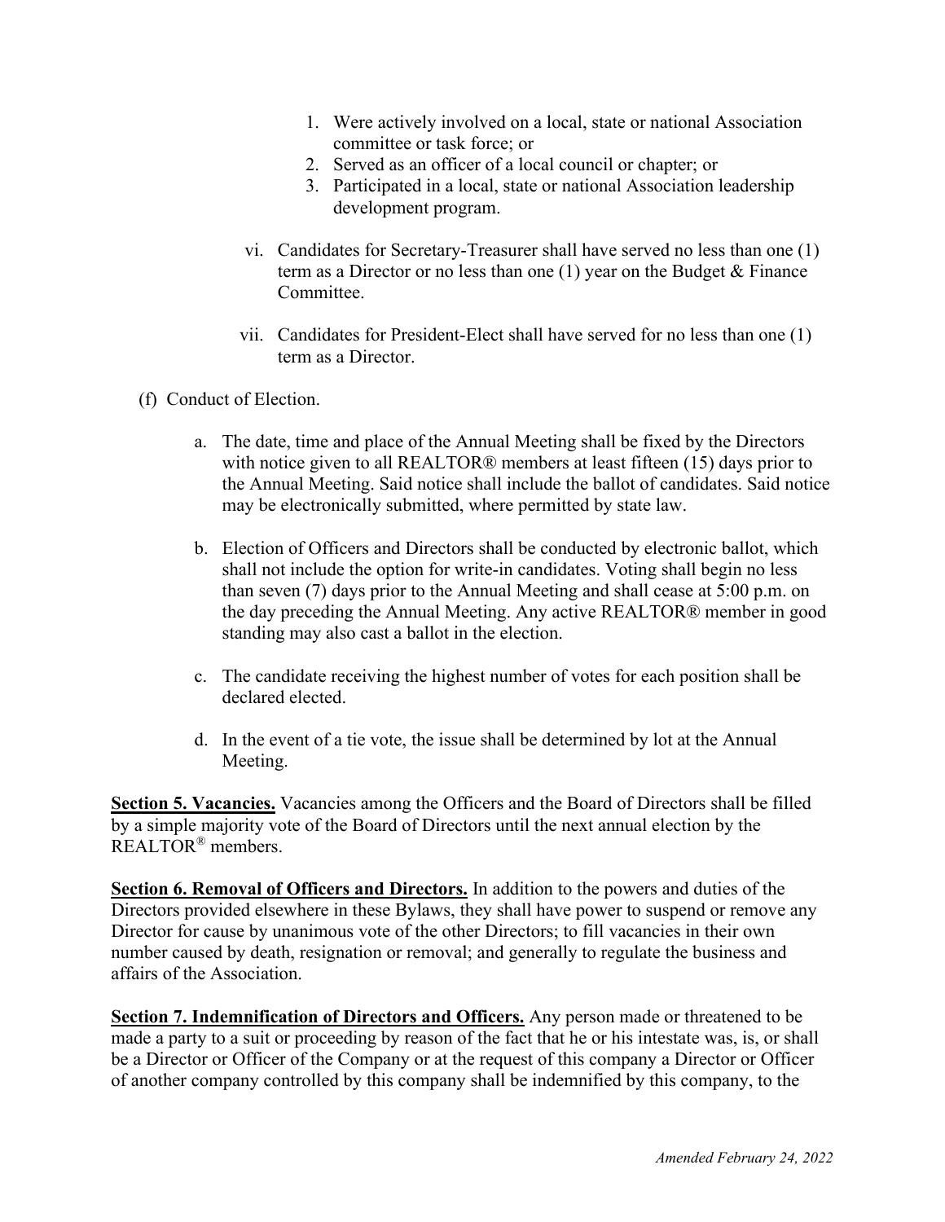1. Were actively involved on a local, state or national Association committee or task force; or
2. Served as an officer of a local council or chapter; or
3. Participated in a local, state or national Association leadership development program.

vi. Candidates for Secretary-Treasurer shall have served no less than one (1) term as a Director or no less than one (1) year on the Budget & Finance Committee.

vii. Candidates for President-Elect shall have served for no less than one (1) term as a Director.

(f) Conduct of Election.

a. The date, time and place of the Annual Meeting shall be fixed by the Directors with notice given to all REALTOR® members at least fifteen (15) days prior to the Annual Meeting. Said notice shall include the ballot of candidates. Said notice may be electronically submitted, where permitted by state law.

b. Election of Officers and Directors shall be conducted by electronic ballot, which shall not include the option for write-in candidates. Voting shall begin no less than seven (7) days prior to the Annual Meeting and shall cease at 5:00 p.m. on the day preceding the Annual Meeting. Any active REALTOR® member in good standing may also cast a ballot in the election.

c. The candidate receiving the highest number of votes for each position shall be declared elected.

d. In the event of a tie vote, the issue shall be determined by lot at the Annual Meeting.

**Section 5. Vacancies.** Vacancies among the Officers and the Board of Directors shall be filled by a simple majority vote of the Board of Directors until the next annual election by the REALTOR® members.

**Section 6. Removal of Officers and Directors.** In addition to the powers and duties of the Directors provided elsewhere in these Bylaws, they shall have power to suspend or remove any Director for cause by unanimous vote of the other Directors; to fill vacancies in their own number caused by death, resignation or removal; and generally to regulate the business and affairs of the Association.

**Section 7. Indemnification of Directors and Officers.** Any person made or threatened to be made a party to a suit or proceeding by reason of the fact that he or his intestate was, is, or shall be a Director or Officer of the Company or at the request of this company a Director or Officer of another company controlled by this company shall be indemnified by this company, to the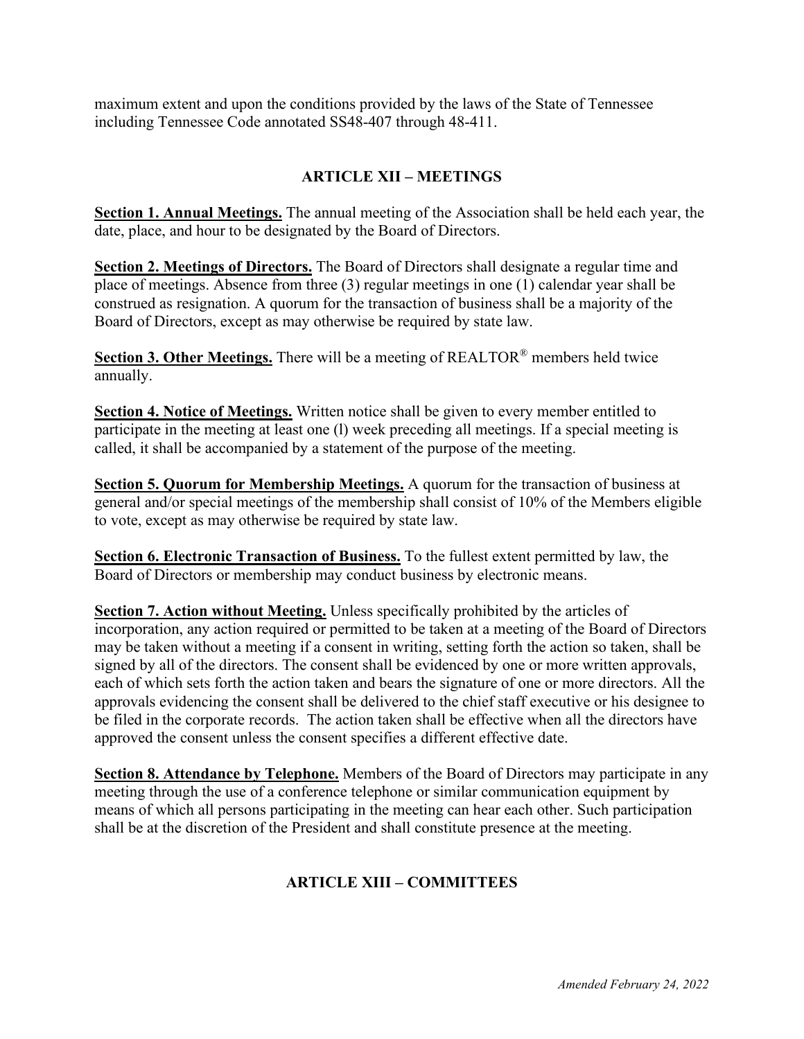maximum extent and upon the conditions provided by the laws of the State of Tennessee including Tennessee Code annotated SS48-407 through 48-411.

## ARTICLE XII – MEETINGS

**Section 1. Annual Meetings.** The annual meeting of the Association shall be held each year, the date, place, and hour to be designated by the Board of Directors.

**Section 2. Meetings of Directors.** The Board of Directors shall designate a regular time and place of meetings. Absence from three (3) regular meetings in one (1) calendar year shall be construed as resignation. A quorum for the transaction of business shall be a majority of the Board of Directors, except as may otherwise be required by state law.

**Section 3. Other Meetings.** There will be a meeting of REALTOR® members held twice annually.

**Section 4. Notice of Meetings.** Written notice shall be given to every member entitled to participate in the meeting at least one (l) week preceding all meetings. If a special meeting is called, it shall be accompanied by a statement of the purpose of the meeting.

**Section 5. Quorum for Membership Meetings.** A quorum for the transaction of business at general and/or special meetings of the membership shall consist of 10% of the Members eligible to vote, except as may otherwise be required by state law.

**Section 6. Electronic Transaction of Business.** To the fullest extent permitted by law, the Board of Directors or membership may conduct business by electronic means.

**Section 7. Action without Meeting.** Unless specifically prohibited by the articles of incorporation, any action required or permitted to be taken at a meeting of the Board of Directors may be taken without a meeting if a consent in writing, setting forth the action so taken, shall be signed by all of the directors. The consent shall be evidenced by one or more written approvals, each of which sets forth the action taken and bears the signature of one or more directors. All the approvals evidencing the consent shall be delivered to the chief staff executive or his designee to be filed in the corporate records. The action taken shall be effective when all the directors have approved the consent unless the consent specifies a different effective date.

**Section 8. Attendance by Telephone.** Members of the Board of Directors may participate in any meeting through the use of a conference telephone or similar communication equipment by means of which all persons participating in the meeting can hear each other. Such participation shall be at the discretion of the President and shall constitute presence at the meeting.

## ARTICLE XIII – COMMITTEES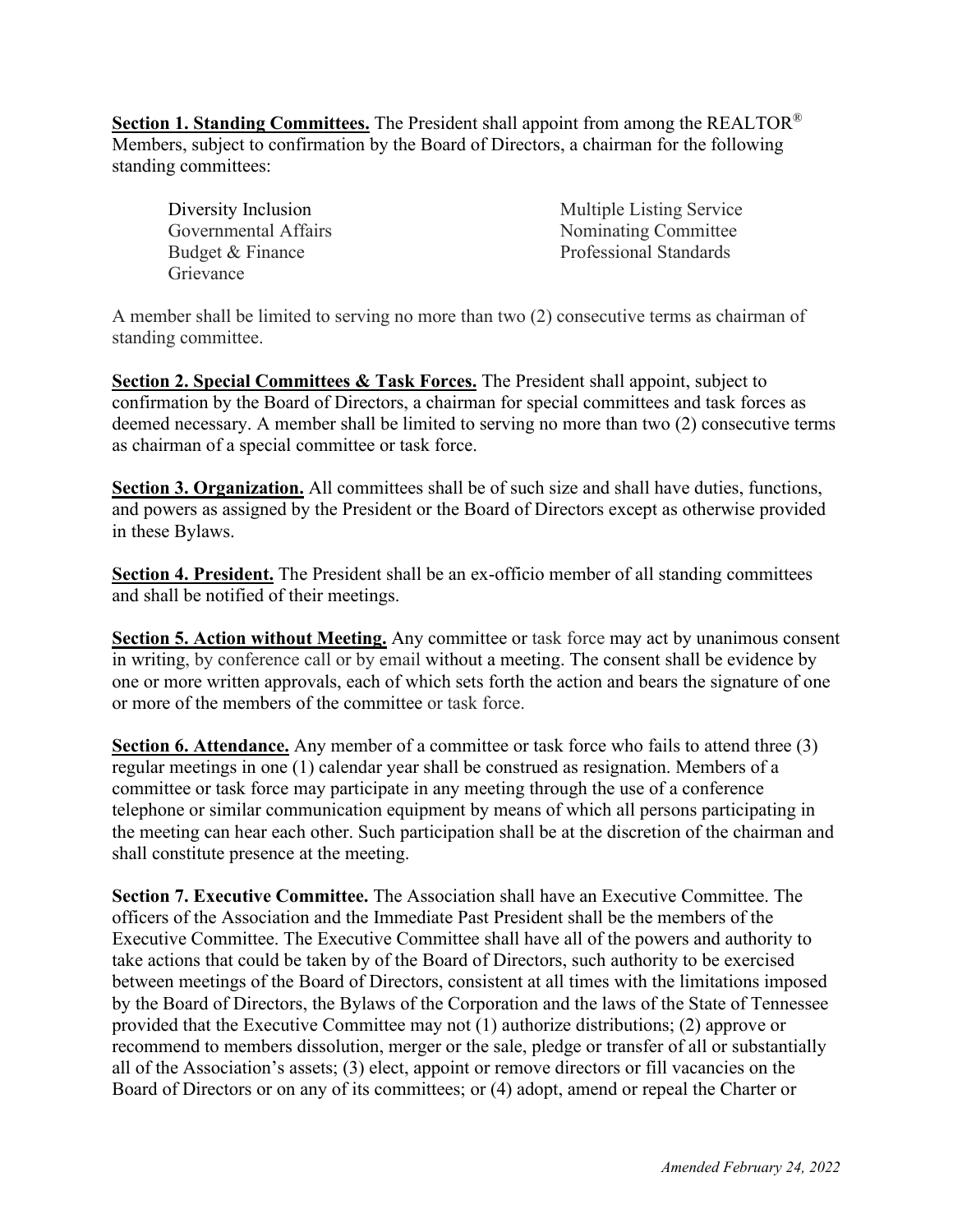**Section 1. Standing Committees.** The President shall appoint from among the REALTOR® Members, subject to confirmation by the Board of Directors, a chairman for the following standing committees:

- Diversity Inclusion
- Governmental Affairs
- Budget & Finance
- Grievance
- Multiple Listing Service
- Nominating Committee
- Professional Standards

A member shall be limited to serving no more than two (2) consecutive terms as chairman of standing committee.

**Section 2. Special Committees & Task Forces.** The President shall appoint, subject to confirmation by the Board of Directors, a chairman for special committees and task forces as deemed necessary. A member shall be limited to serving no more than two (2) consecutive terms as chairman of a special committee or task force.

**Section 3. Organization.** All committees shall be of such size and shall have duties, functions, and powers as assigned by the President or the Board of Directors except as otherwise provided in these Bylaws.

**Section 4. President.** The President shall be an ex-officio member of all standing committees and shall be notified of their meetings.

**Section 5. Action without Meeting.** Any committee or task force may act by unanimous consent in writing, by conference call or by email without a meeting. The consent shall be evidence by one or more written approvals, each of which sets forth the action and bears the signature of one or more of the members of the committee or task force.

**Section 6. Attendance.** Any member of a committee or task force who fails to attend three (3) regular meetings in one (1) calendar year shall be construed as resignation. Members of a committee or task force may participate in any meeting through the use of a conference telephone or similar communication equipment by means of which all persons participating in the meeting can hear each other. Such participation shall be at the discretion of the chairman and shall constitute presence at the meeting.

**Section 7. Executive Committee.** The Association shall have an Executive Committee. The officers of the Association and the Immediate Past President shall be the members of the Executive Committee. The Executive Committee shall have all of the powers and authority to take actions that could be taken by of the Board of Directors, such authority to be exercised between meetings of the Board of Directors, consistent at all times with the limitations imposed by the Board of Directors, the Bylaws of the Corporation and the laws of the State of Tennessee provided that the Executive Committee may not (1) authorize distributions; (2) approve or recommend to members dissolution, merger or the sale, pledge or transfer of all or substantially all of the Association's assets; (3) elect, appoint or remove directors or fill vacancies on the Board of Directors or on any of its committees; or (4) adopt, amend or repeal the Charter or

*Amended February 24, 2022*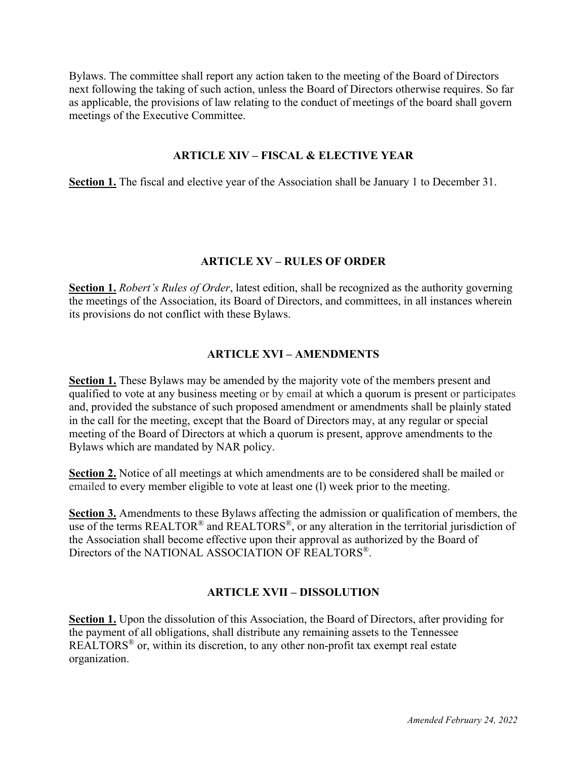Bylaws. The committee shall report any action taken to the meeting of the Board of Directors next following the taking of such action, unless the Board of Directors otherwise requires. So far as applicable, the provisions of law relating to the conduct of meetings of the board shall govern meetings of the Executive Committee.

## ARTICLE XIV – FISCAL & ELECTIVE YEAR

**Section 1.** The fiscal and elective year of the Association shall be January 1 to December 31.

## ARTICLE XV – RULES OF ORDER

**Section 1.** *Robert's Rules of Order*, latest edition, shall be recognized as the authority governing the meetings of the Association, its Board of Directors, and committees, in all instances wherein its provisions do not conflict with these Bylaws.

## ARTICLE XVI – AMENDMENTS

**Section 1.** These Bylaws may be amended by the majority vote of the members present and qualified to vote at any business meeting or by email at which a quorum is present or participates and, provided the substance of such proposed amendment or amendments shall be plainly stated in the call for the meeting, except that the Board of Directors may, at any regular or special meeting of the Board of Directors at which a quorum is present, approve amendments to the Bylaws which are mandated by NAR policy.

**Section 2.** Notice of all meetings at which amendments are to be considered shall be mailed or emailed to every member eligible to vote at least one (l) week prior to the meeting.

**Section 3.** Amendments to these Bylaws affecting the admission or qualification of members, the use of the terms REALTOR® and REALTORS®, or any alteration in the territorial jurisdiction of the Association shall become effective upon their approval as authorized by the Board of Directors of the NATIONAL ASSOCIATION OF REALTORS®.

## ARTICLE XVII – DISSOLUTION

**Section 1.** Upon the dissolution of this Association, the Board of Directors, after providing for the payment of all obligations, shall distribute any remaining assets to the Tennessee REALTORS® or, within its discretion, to any other non-profit tax exempt real estate organization.

*Amended February 24, 2022*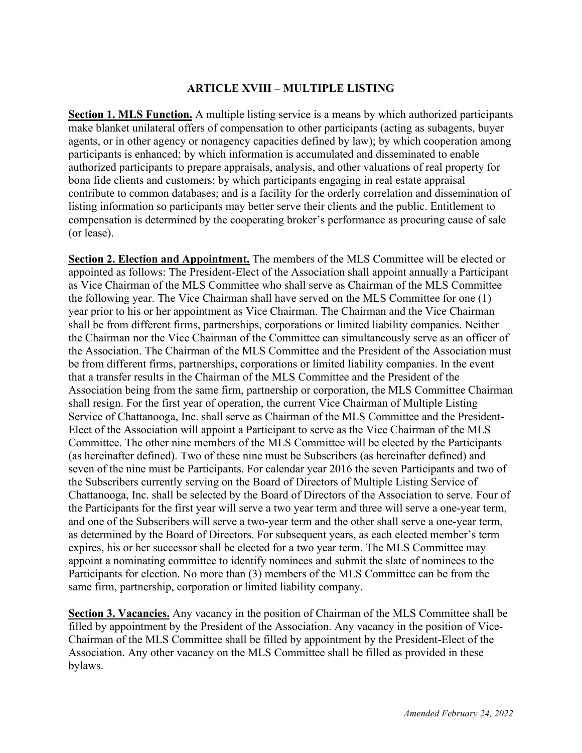## ARTICLE XVIII – MULTIPLE LISTING

**Section 1. MLS Function.** A multiple listing service is a means by which authorized participants make blanket unilateral offers of compensation to other participants (acting as subagents, buyer agents, or in other agency or nonagency capacities defined by law); by which cooperation among participants is enhanced; by which information is accumulated and disseminated to enable authorized participants to prepare appraisals, analysis, and other valuations of real property for bona fide clients and customers; by which participants engaging in real estate appraisal contribute to common databases; and is a facility for the orderly correlation and dissemination of listing information so participants may better serve their clients and the public. Entitlement to compensation is determined by the cooperating broker's performance as procuring cause of sale (or lease).

**Section 2. Election and Appointment.** The members of the MLS Committee will be elected or appointed as follows: The President-Elect of the Association shall appoint annually a Participant as Vice Chairman of the MLS Committee who shall serve as Chairman of the MLS Committee the following year. The Vice Chairman shall have served on the MLS Committee for one (1) year prior to his or her appointment as Vice Chairman. The Chairman and the Vice Chairman shall be from different firms, partnerships, corporations or limited liability companies. Neither the Chairman nor the Vice Chairman of the Committee can simultaneously serve as an officer of the Association. The Chairman of the MLS Committee and the President of the Association must be from different firms, partnerships, corporations or limited liability companies. In the event that a transfer results in the Chairman of the MLS Committee and the President of the Association being from the same firm, partnership or corporation, the MLS Committee Chairman shall resign. For the first year of operation, the current Vice Chairman of Multiple Listing Service of Chattanooga, Inc. shall serve as Chairman of the MLS Committee and the President-Elect of the Association will appoint a Participant to serve as the Vice Chairman of the MLS Committee. The other nine members of the MLS Committee will be elected by the Participants (as hereinafter defined). Two of these nine must be Subscribers (as hereinafter defined) and seven of the nine must be Participants. For calendar year 2016 the seven Participants and two of the Subscribers currently serving on the Board of Directors of Multiple Listing Service of Chattanooga, Inc. shall be selected by the Board of Directors of the Association to serve. Four of the Participants for the first year will serve a two year term and three will serve a one-year term, and one of the Subscribers will serve a two-year term and the other shall serve a one-year term, as determined by the Board of Directors. For subsequent years, as each elected member's term expires, his or her successor shall be elected for a two year term. The MLS Committee may appoint a nominating committee to identify nominees and submit the slate of nominees to the Participants for election. No more than (3) members of the MLS Committee can be from the same firm, partnership, corporation or limited liability company.

**Section 3. Vacancies.** Any vacancy in the position of Chairman of the MLS Committee shall be filled by appointment by the President of the Association. Any vacancy in the position of Vice-Chairman of the MLS Committee shall be filled by appointment by the President-Elect of the Association. Any other vacancy on the MLS Committee shall be filled as provided in these bylaws.

*Amended February 24, 2022*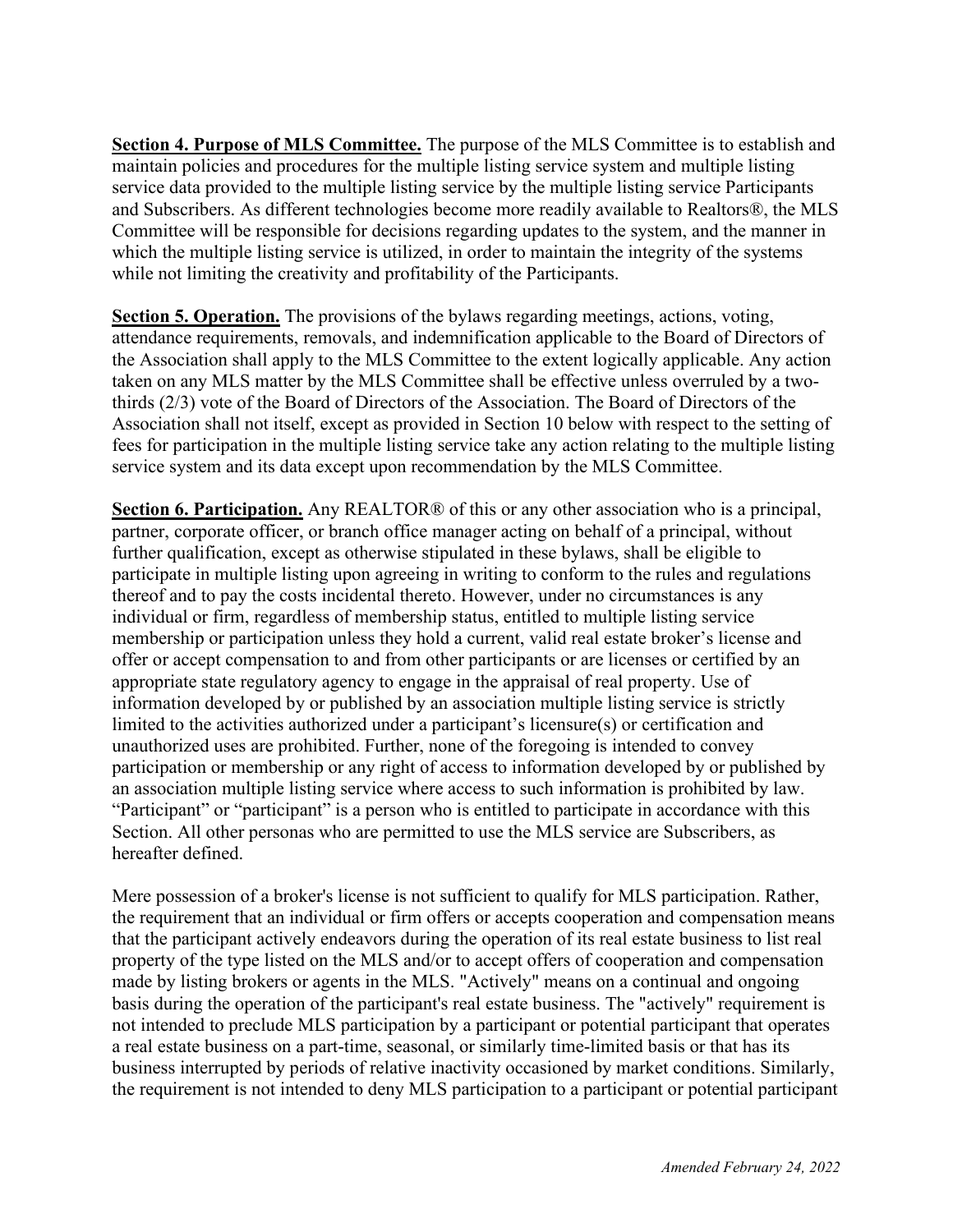**Section 4. Purpose of MLS Committee.** The purpose of the MLS Committee is to establish and maintain policies and procedures for the multiple listing service system and multiple listing service data provided to the multiple listing service by the multiple listing service Participants and Subscribers. As different technologies become more readily available to Realtors®, the MLS Committee will be responsible for decisions regarding updates to the system, and the manner in which the multiple listing service is utilized, in order to maintain the integrity of the systems while not limiting the creativity and profitability of the Participants.

**Section 5. Operation.** The provisions of the bylaws regarding meetings, actions, voting, attendance requirements, removals, and indemnification applicable to the Board of Directors of the Association shall apply to the MLS Committee to the extent logically applicable. Any action taken on any MLS matter by the MLS Committee shall be effective unless overruled by a two-thirds (2/3) vote of the Board of Directors of the Association. The Board of Directors of the Association shall not itself, except as provided in Section 10 below with respect to the setting of fees for participation in the multiple listing service take any action relating to the multiple listing service system and its data except upon recommendation by the MLS Committee.

**Section 6. Participation.** Any REALTOR® of this or any other association who is a principal, partner, corporate officer, or branch office manager acting on behalf of a principal, without further qualification, except as otherwise stipulated in these bylaws, shall be eligible to participate in multiple listing upon agreeing in writing to conform to the rules and regulations thereof and to pay the costs incidental thereto. However, under no circumstances is any individual or firm, regardless of membership status, entitled to multiple listing service membership or participation unless they hold a current, valid real estate broker's license and offer or accept compensation to and from other participants or are licenses or certified by an appropriate state regulatory agency to engage in the appraisal of real property. Use of information developed by or published by an association multiple listing service is strictly limited to the activities authorized under a participant's licensure(s) or certification and unauthorized uses are prohibited. Further, none of the foregoing is intended to convey participation or membership or any right of access to information developed by or published by an association multiple listing service where access to such information is prohibited by law. "Participant" or "participant" is a person who is entitled to participate in accordance with this Section. All other personas who are permitted to use the MLS service are Subscribers, as hereafter defined.

Mere possession of a broker's license is not sufficient to qualify for MLS participation. Rather, the requirement that an individual or firm offers or accepts cooperation and compensation means that the participant actively endeavors during the operation of its real estate business to list real property of the type listed on the MLS and/or to accept offers of cooperation and compensation made by listing brokers or agents in the MLS. "Actively" means on a continual and ongoing basis during the operation of the participant's real estate business. The "actively" requirement is not intended to preclude MLS participation by a participant or potential participant that operates a real estate business on a part-time, seasonal, or similarly time-limited basis or that has its business interrupted by periods of relative inactivity occasioned by market conditions. Similarly, the requirement is not intended to deny MLS participation to a participant or potential participant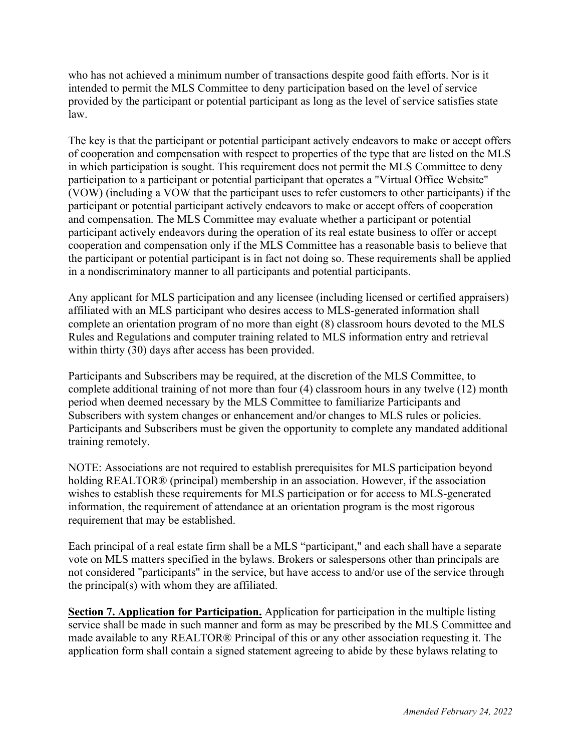who has not achieved a minimum number of transactions despite good faith efforts. Nor is it intended to permit the MLS Committee to deny participation based on the level of service provided by the participant or potential participant as long as the level of service satisfies state law.

The key is that the participant or potential participant actively endeavors to make or accept offers of cooperation and compensation with respect to properties of the type that are listed on the MLS in which participation is sought. This requirement does not permit the MLS Committee to deny participation to a participant or potential participant that operates a "Virtual Office Website" (VOW) (including a VOW that the participant uses to refer customers to other participants) if the participant or potential participant actively endeavors to make or accept offers of cooperation and compensation. The MLS Committee may evaluate whether a participant or potential participant actively endeavors during the operation of its real estate business to offer or accept cooperation and compensation only if the MLS Committee has a reasonable basis to believe that the participant or potential participant is in fact not doing so. These requirements shall be applied in a nondiscriminatory manner to all participants and potential participants.

Any applicant for MLS participation and any licensee (including licensed or certified appraisers) affiliated with an MLS participant who desires access to MLS-generated information shall complete an orientation program of no more than eight (8) classroom hours devoted to the MLS Rules and Regulations and computer training related to MLS information entry and retrieval within thirty (30) days after access has been provided.

Participants and Subscribers may be required, at the discretion of the MLS Committee, to complete additional training of not more than four (4) classroom hours in any twelve (12) month period when deemed necessary by the MLS Committee to familiarize Participants and Subscribers with system changes or enhancement and/or changes to MLS rules or policies. Participants and Subscribers must be given the opportunity to complete any mandated additional training remotely.

NOTE: Associations are not required to establish prerequisites for MLS participation beyond holding REALTOR® (principal) membership in an association. However, if the association wishes to establish these requirements for MLS participation or for access to MLS-generated information, the requirement of attendance at an orientation program is the most rigorous requirement that may be established.

Each principal of a real estate firm shall be a MLS "participant," and each shall have a separate vote on MLS matters specified in the bylaws. Brokers or salespersons other than principals are not considered "participants" in the service, but have access to and/or use of the service through the principal(s) with whom they are affiliated.

**Section 7. Application for Participation.** Application for participation in the multiple listing service shall be made in such manner and form as may be prescribed by the MLS Committee and made available to any REALTOR® Principal of this or any other association requesting it. The application form shall contain a signed statement agreeing to abide by these bylaws relating to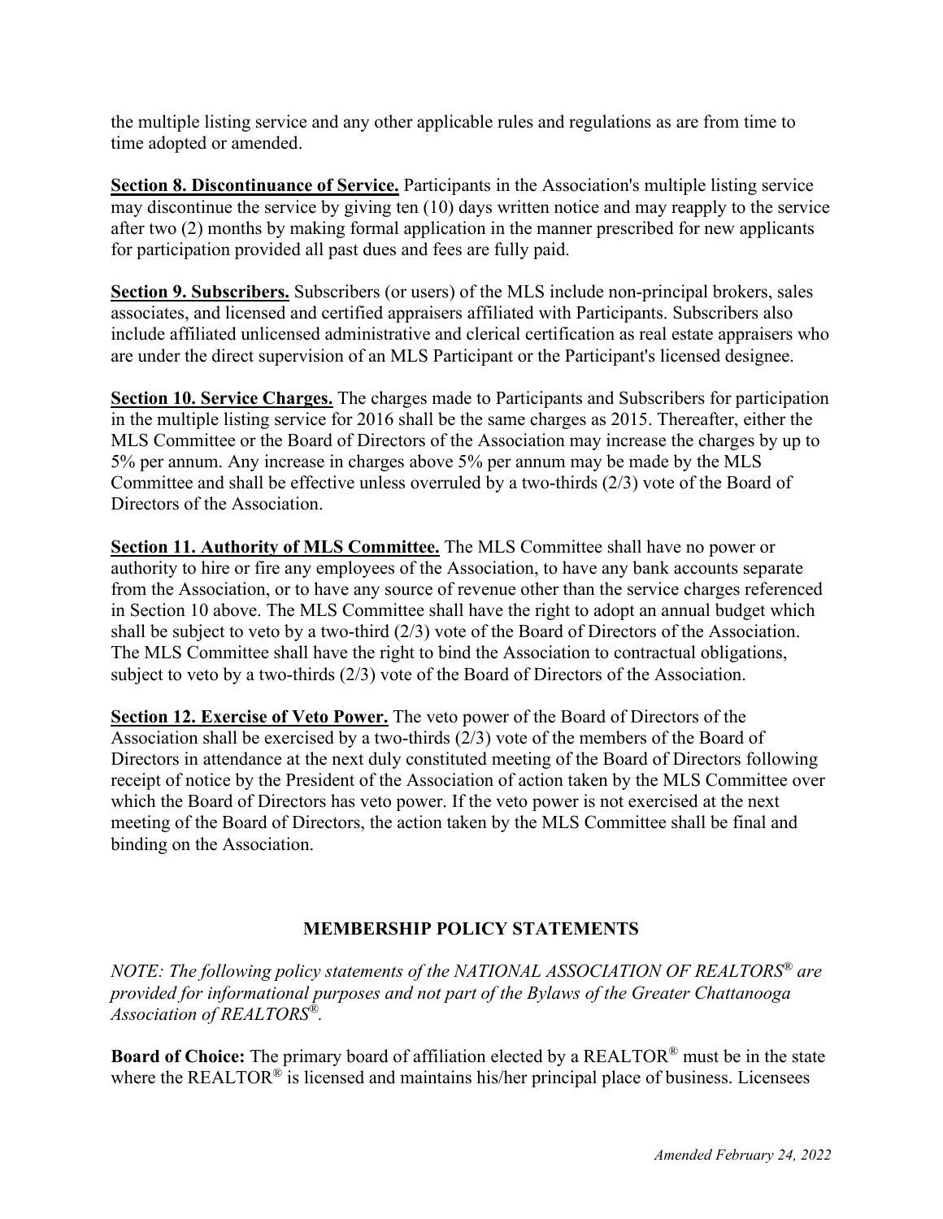the multiple listing service and any other applicable rules and regulations as are from time to time adopted or amended.

**Section 8. Discontinuance of Service.** Participants in the Association's multiple listing service may discontinue the service by giving ten (10) days written notice and may reapply to the service after two (2) months by making formal application in the manner prescribed for new applicants for participation provided all past dues and fees are fully paid.

**Section 9. Subscribers.** Subscribers (or users) of the MLS include non-principal brokers, sales associates, and licensed and certified appraisers affiliated with Participants. Subscribers also include affiliated unlicensed administrative and clerical certification as real estate appraisers who are under the direct supervision of an MLS Participant or the Participant's licensed designee.

**Section 10. Service Charges.** The charges made to Participants and Subscribers for participation in the multiple listing service for 2016 shall be the same charges as 2015. Thereafter, either the MLS Committee or the Board of Directors of the Association may increase the charges by up to 5% per annum. Any increase in charges above 5% per annum may be made by the MLS Committee and shall be effective unless overruled by a two-thirds (2/3) vote of the Board of Directors of the Association.

**Section 11. Authority of MLS Committee.** The MLS Committee shall have no power or authority to hire or fire any employees of the Association, to have any bank accounts separate from the Association, or to have any source of revenue other than the service charges referenced in Section 10 above. The MLS Committee shall have the right to adopt an annual budget which shall be subject to veto by a two-third (2/3) vote of the Board of Directors of the Association. The MLS Committee shall have the right to bind the Association to contractual obligations, subject to veto by a two-thirds (2/3) vote of the Board of Directors of the Association.

**Section 12. Exercise of Veto Power.** The veto power of the Board of Directors of the Association shall be exercised by a two-thirds (2/3) vote of the members of the Board of Directors in attendance at the next duly constituted meeting of the Board of Directors following receipt of notice by the President of the Association of action taken by the MLS Committee over which the Board of Directors has veto power. If the veto power is not exercised at the next meeting of the Board of Directors, the action taken by the MLS Committee shall be final and binding on the Association.

## MEMBERSHIP POLICY STATEMENTS

*NOTE: The following policy statements of the NATIONAL ASSOCIATION OF REALTORS® are provided for informational purposes and not part of the Bylaws of the Greater Chattanooga Association of REALTORS®.*

**Board of Choice:** The primary board of affiliation elected by a REALTOR® must be in the state where the REALTOR® is licensed and maintains his/her principal place of business. Licensees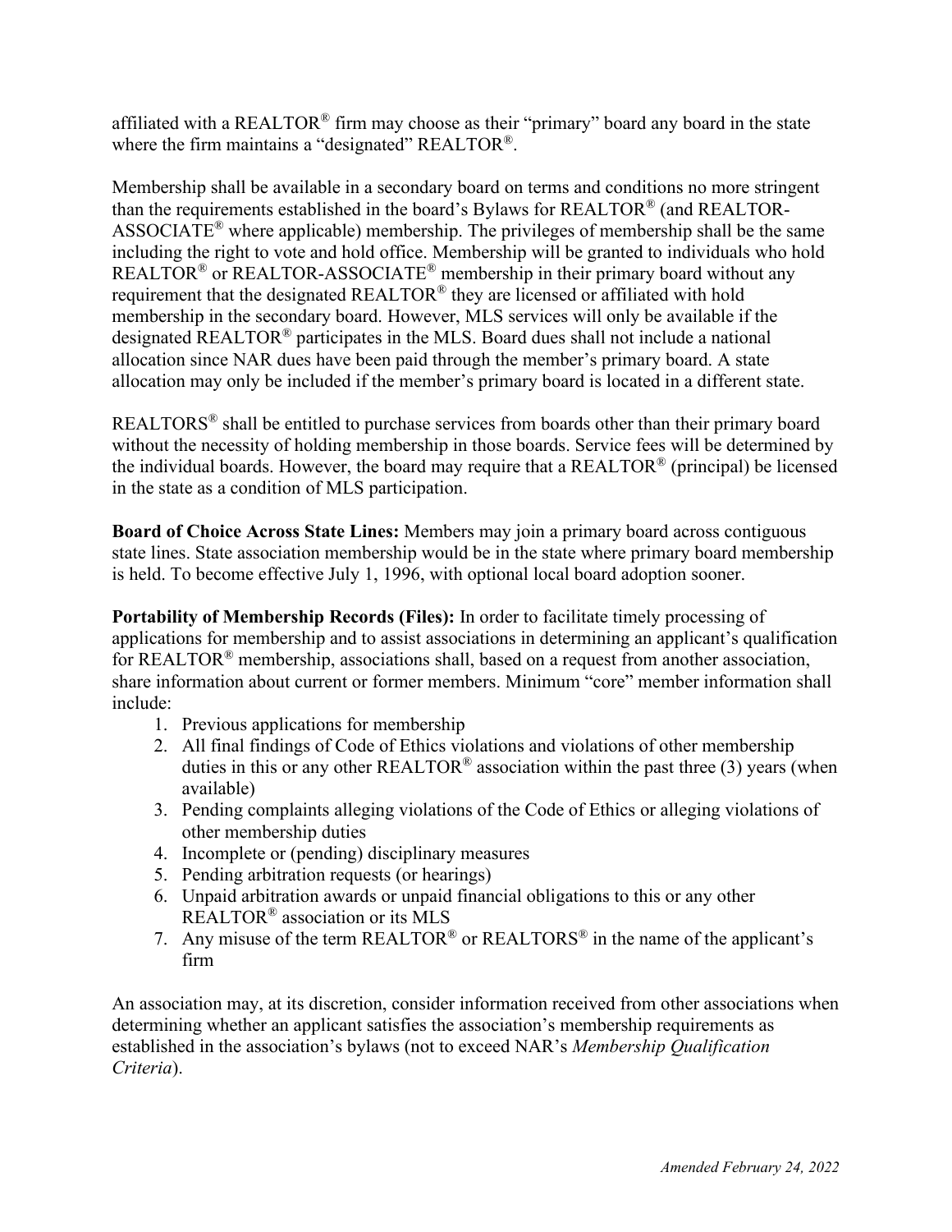affiliated with a REALTOR® firm may choose as their "primary" board any board in the state where the firm maintains a "designated" REALTOR®.

Membership shall be available in a secondary board on terms and conditions no more stringent than the requirements established in the board's Bylaws for REALTOR® (and REALTOR-ASSOCIATE® where applicable) membership. The privileges of membership shall be the same including the right to vote and hold office. Membership will be granted to individuals who hold REALTOR® or REALTOR-ASSOCIATE® membership in their primary board without any requirement that the designated REALTOR® they are licensed or affiliated with hold membership in the secondary board. However, MLS services will only be available if the designated REALTOR® participates in the MLS. Board dues shall not include a national allocation since NAR dues have been paid through the member's primary board. A state allocation may only be included if the member's primary board is located in a different state.

REALTORS® shall be entitled to purchase services from boards other than their primary board without the necessity of holding membership in those boards. Service fees will be determined by the individual boards. However, the board may require that a REALTOR® (principal) be licensed in the state as a condition of MLS participation.

**Board of Choice Across State Lines:** Members may join a primary board across contiguous state lines. State association membership would be in the state where primary board membership is held. To become effective July 1, 1996, with optional local board adoption sooner.

**Portability of Membership Records (Files):** In order to facilitate timely processing of applications for membership and to assist associations in determining an applicant's qualification for REALTOR® membership, associations shall, based on a request from another association, share information about current or former members. Minimum "core" member information shall include:

1. Previous applications for membership
2. All final findings of Code of Ethics violations and violations of other membership duties in this or any other REALTOR® association within the past three (3) years (when available)
3. Pending complaints alleging violations of the Code of Ethics or alleging violations of other membership duties
4. Incomplete or (pending) disciplinary measures
5. Pending arbitration requests (or hearings)
6. Unpaid arbitration awards or unpaid financial obligations to this or any other REALTOR® association or its MLS
7. Any misuse of the term REALTOR® or REALTORS® in the name of the applicant's firm

An association may, at its discretion, consider information received from other associations when determining whether an applicant satisfies the association's membership requirements as established in the association's bylaws (not to exceed NAR's *Membership Qualification Criteria*).

*Amended February 24, 2022*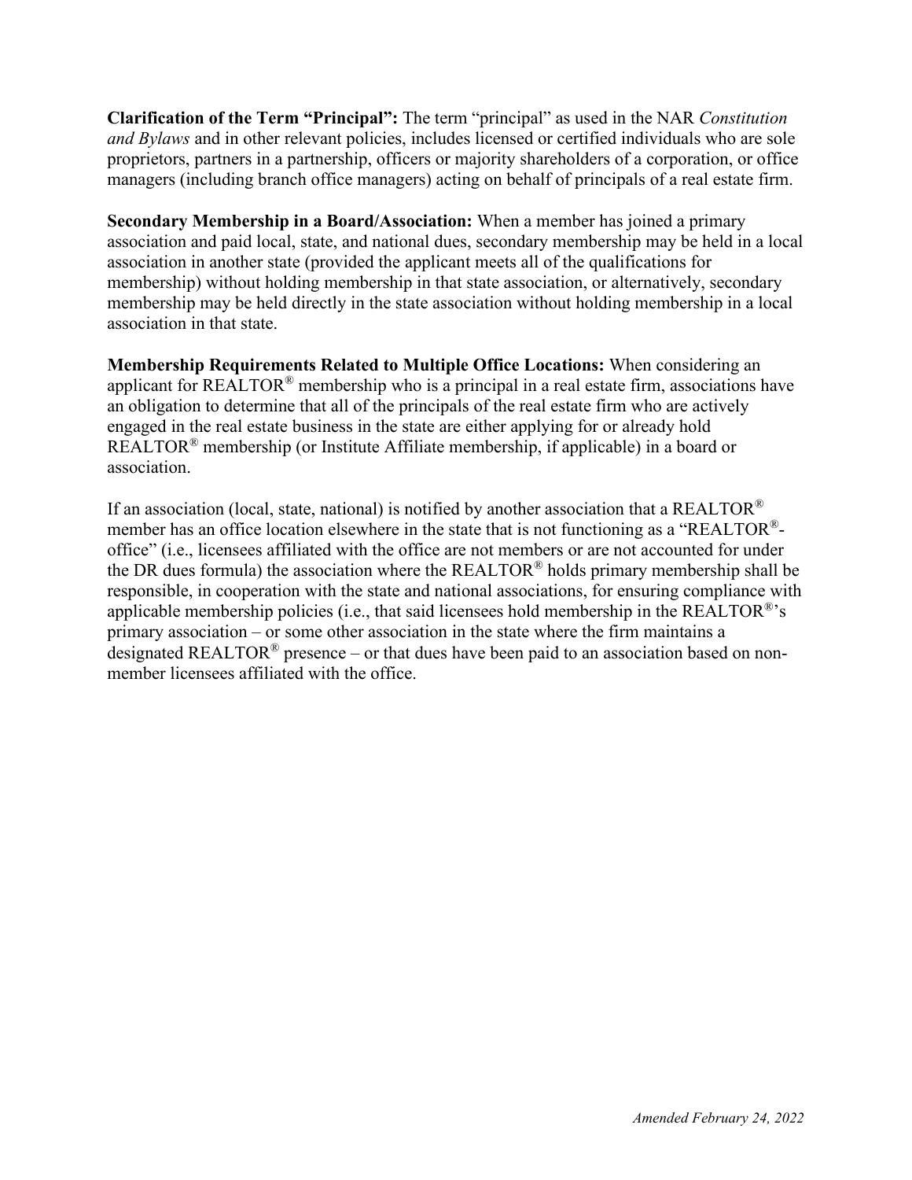**Clarification of the Term "Principal":** The term "principal" as used in the NAR *Constitution and Bylaws* and in other relevant policies, includes licensed or certified individuals who are sole proprietors, partners in a partnership, officers or majority shareholders of a corporation, or office managers (including branch office managers) acting on behalf of principals of a real estate firm.

**Secondary Membership in a Board/Association:** When a member has joined a primary association and paid local, state, and national dues, secondary membership may be held in a local association in another state (provided the applicant meets all of the qualifications for membership) without holding membership in that state association, or alternatively, secondary membership may be held directly in the state association without holding membership in a local association in that state.

**Membership Requirements Related to Multiple Office Locations:** When considering an applicant for REALTOR® membership who is a principal in a real estate firm, associations have an obligation to determine that all of the principals of the real estate firm who are actively engaged in the real estate business in the state are either applying for or already hold REALTOR® membership (or Institute Affiliate membership, if applicable) in a board or association.

If an association (local, state, national) is notified by another association that a REALTOR® member has an office location elsewhere in the state that is not functioning as a "REALTOR®-office" (i.e., licensees affiliated with the office are not members or are not accounted for under the DR dues formula) the association where the REALTOR® holds primary membership shall be responsible, in cooperation with the state and national associations, for ensuring compliance with applicable membership policies (i.e., that said licensees hold membership in the REALTOR®'s primary association – or some other association in the state where the firm maintains a designated REALTOR® presence – or that dues have been paid to an association based on non-member licensees affiliated with the office.

*Amended February 24, 2022*